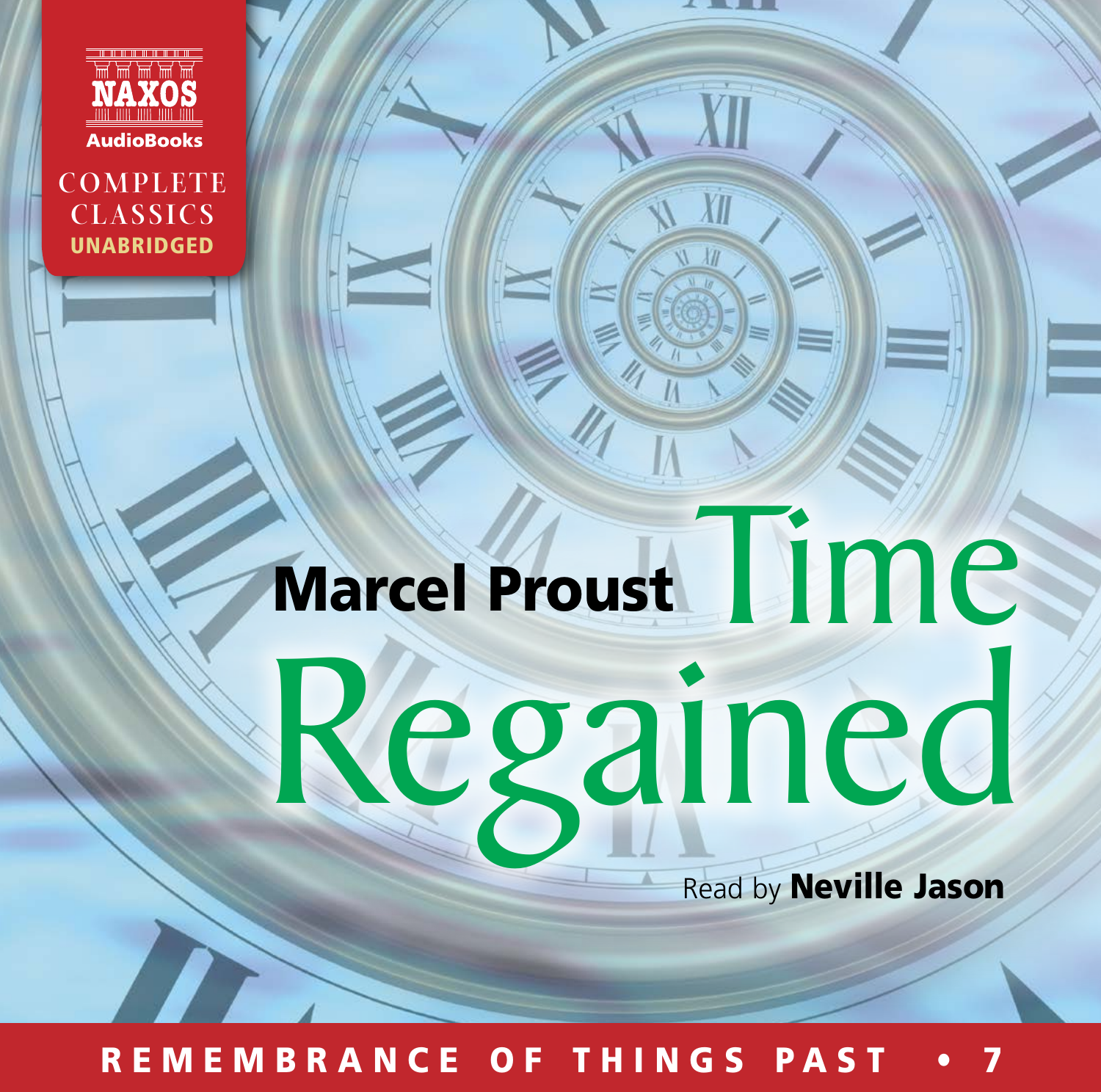NAXOS

AudioBooks

COMPLETE CLASSICS
UNABRIDGED

# Marcel Proust

# Time Regained

Read by **Neville Jason**

**REMEMBRANCE OF THINGS PAST • 7**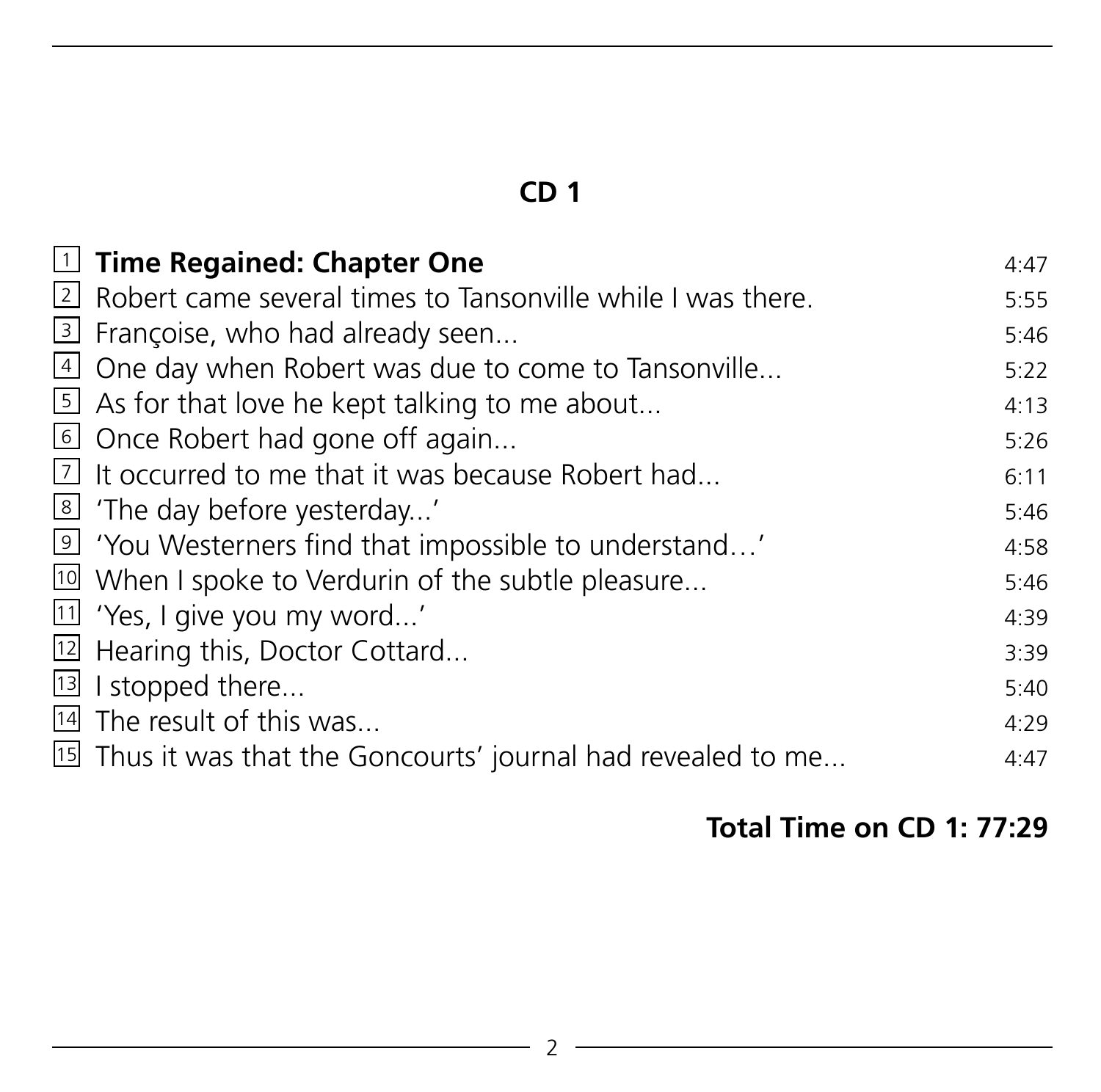## CD 1

| | | |
|---|---|---|
| 1 | **Time Regained: Chapter One** | 4:47 |
| 2 | Robert came several times to Tansonville while I was there. | 5:55 |
| 3 | Françoise, who had already seen... | 5:46 |
| 4 | One day when Robert was due to come to Tansonville... | 5:22 |
| 5 | As for that love he kept talking to me about... | 4:13 |
| 6 | Once Robert had gone off again... | 5:26 |
| 7 | It occurred to me that it was because Robert had... | 6:11 |
| 8 | 'The day before yesterday...' | 5:46 |
| 9 | 'You Westerners find that impossible to understand…' | 4:58 |
| 10 | When I spoke to Verdurin of the subtle pleasure... | 5:46 |
| 11 | 'Yes, I give you my word...' | 4:39 |
| 12 | Hearing this, Doctor Cottard... | 3:39 |
| 13 | I stopped there... | 5:40 |
| 14 | The result of this was... | 4:29 |
| 15 | Thus it was that the Goncourts' journal had revealed to me... | 4:47 |

**Total Time on CD 1: 77:29**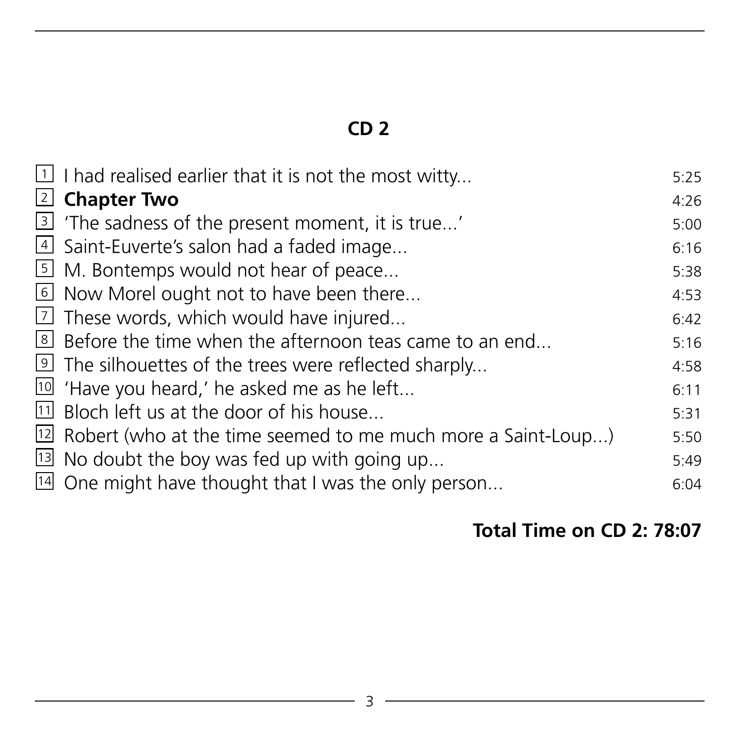## CD 2

| | | |
|---|---|---|
| 1 | I had realised earlier that it is not the most witty... | 5:25 |
| 2 | **Chapter Two** | 4:26 |
| 3 | 'The sadness of the present moment, it is true...' | 5:00 |
| 4 | Saint-Euverte's salon had a faded image... | 6:16 |
| 5 | M. Bontemps would not hear of peace... | 5:38 |
| 6 | Now Morel ought not to have been there... | 4:53 |
| 7 | These words, which would have injured... | 6:42 |
| 8 | Before the time when the afternoon teas came to an end... | 5:16 |
| 9 | The silhouettes of the trees were reflected sharply... | 4:58 |
| 10 | 'Have you heard,' he asked me as he left... | 6:11 |
| 11 | Bloch left us at the door of his house... | 5:31 |
| 12 | Robert (who at the time seemed to me much more a Saint-Loup...) | 5:50 |
| 13 | No doubt the boy was fed up with going up... | 5:49 |
| 14 | One might have thought that I was the only person... | 6:04 |

**Total Time on CD 2: 78:07**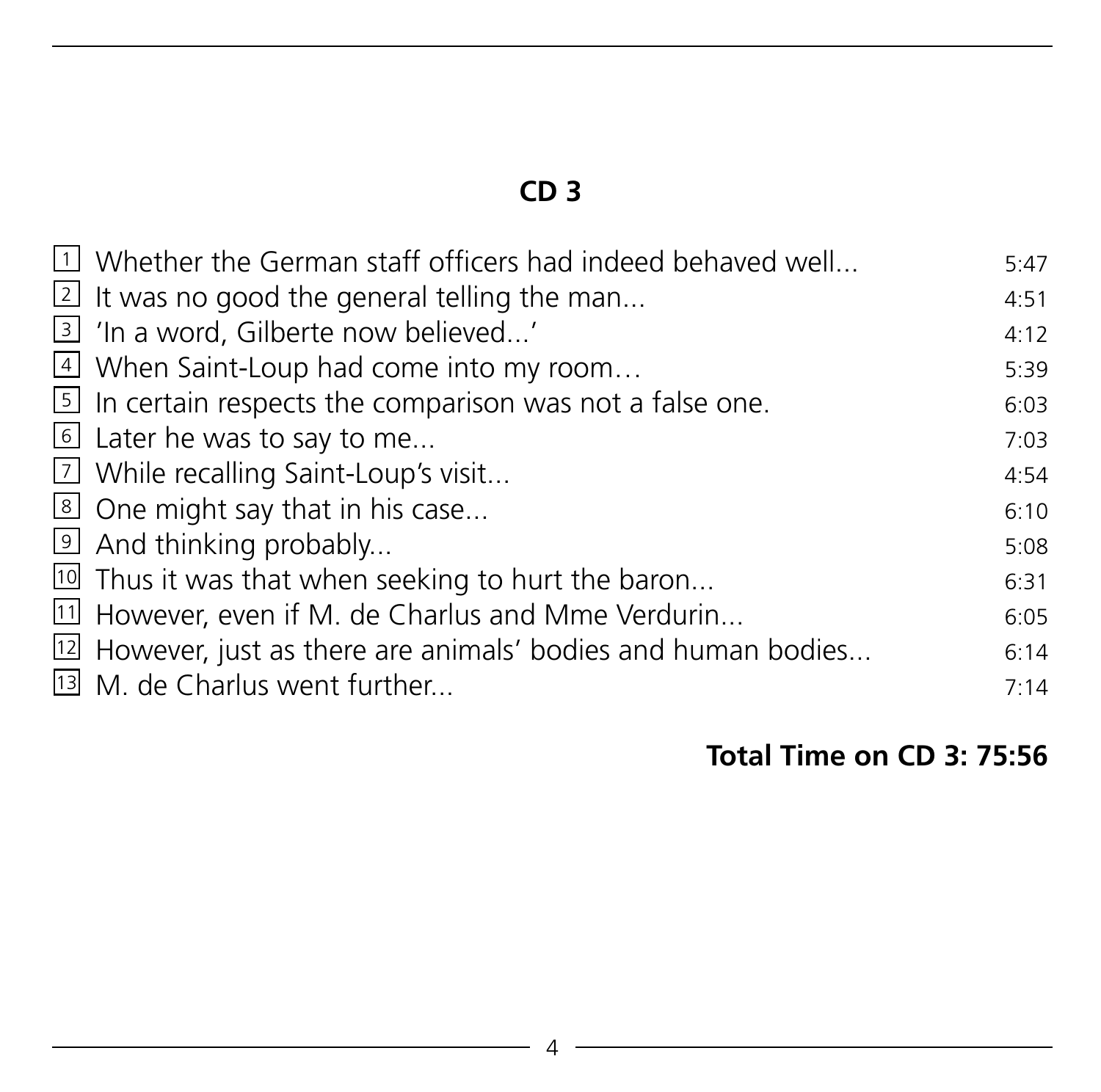## CD 3

| | | |
|---|---|---|
| 1 | Whether the German staff officers had indeed behaved well... | 5:47 |
| 2 | It was no good the general telling the man... | 4:51 |
| 3 | 'In a word, Gilberte now believed...' | 4:12 |
| 4 | When Saint-Loup had come into my room… | 5:39 |
| 5 | In certain respects the comparison was not a false one. | 6:03 |
| 6 | Later he was to say to me... | 7:03 |
| 7 | While recalling Saint-Loup's visit... | 4:54 |
| 8 | One might say that in his case... | 6:10 |
| 9 | And thinking probably... | 5:08 |
| 10 | Thus it was that when seeking to hurt the baron... | 6:31 |
| 11 | However, even if M. de Charlus and Mme Verdurin... | 6:05 |
| 12 | However, just as there are animals' bodies and human bodies... | 6:14 |
| 13 | M. de Charlus went further... | 7:14 |

**Total Time on CD 3: 75:56**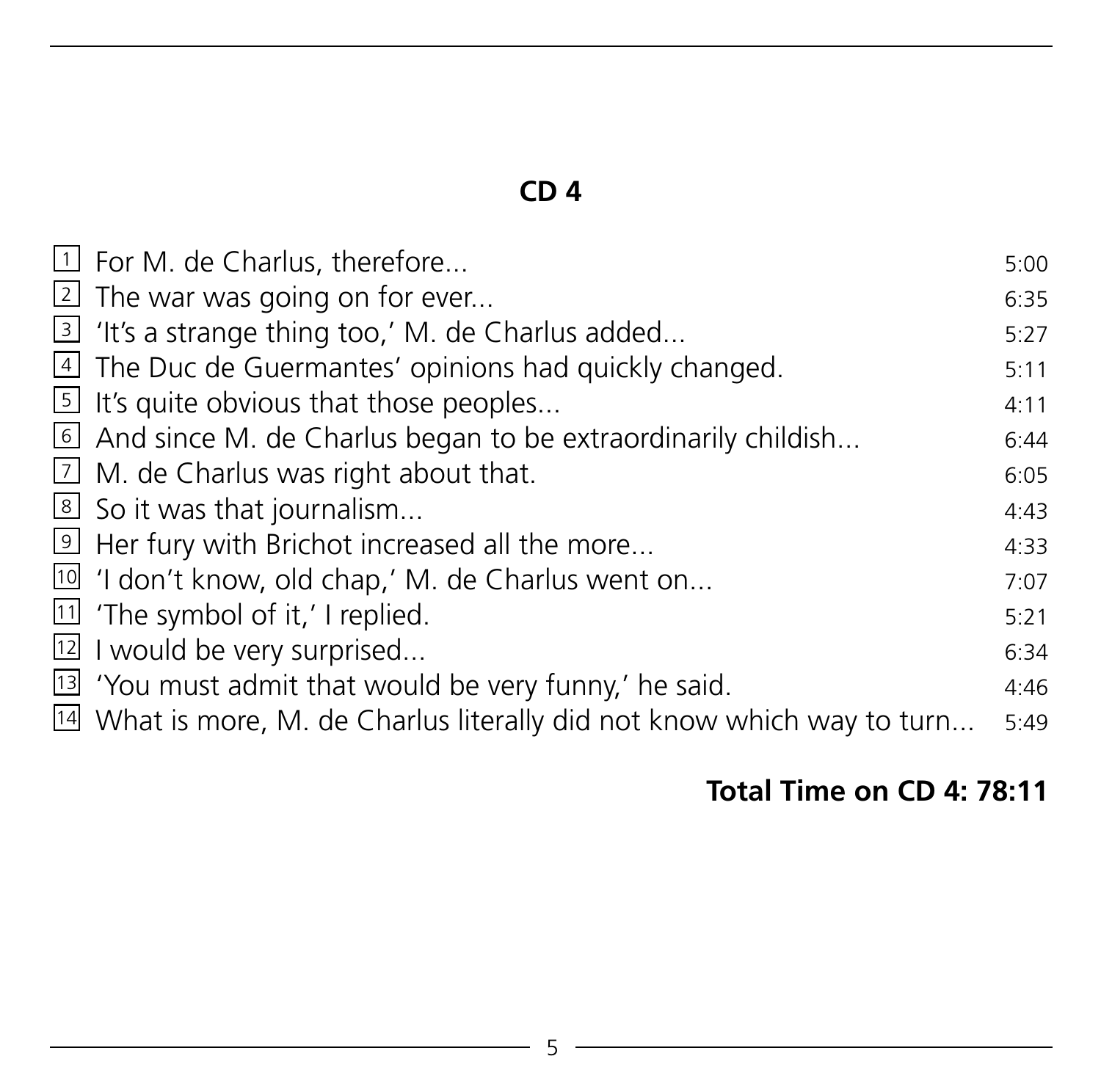## CD 4

| | | |
|---|---|---|
| 1 | For M. de Charlus, therefore... | 5:00 |
| 2 | The war was going on for ever... | 6:35 |
| 3 | 'It's a strange thing too,' M. de Charlus added... | 5:27 |
| 4 | The Duc de Guermantes' opinions had quickly changed. | 5:11 |
| 5 | It's quite obvious that those peoples... | 4:11 |
| 6 | And since M. de Charlus began to be extraordinarily childish... | 6:44 |
| 7 | M. de Charlus was right about that. | 6:05 |
| 8 | So it was that journalism... | 4:43 |
| 9 | Her fury with Brichot increased all the more... | 4:33 |
| 10 | 'I don't know, old chap,' M. de Charlus went on... | 7:07 |
| 11 | 'The symbol of it,' I replied. | 5:21 |
| 12 | I would be very surprised... | 6:34 |
| 13 | 'You must admit that would be very funny,' he said. | 4:46 |
| 14 | What is more, M. de Charlus literally did not know which way to turn... | 5:49 |

**Total Time on CD 4: 78:11**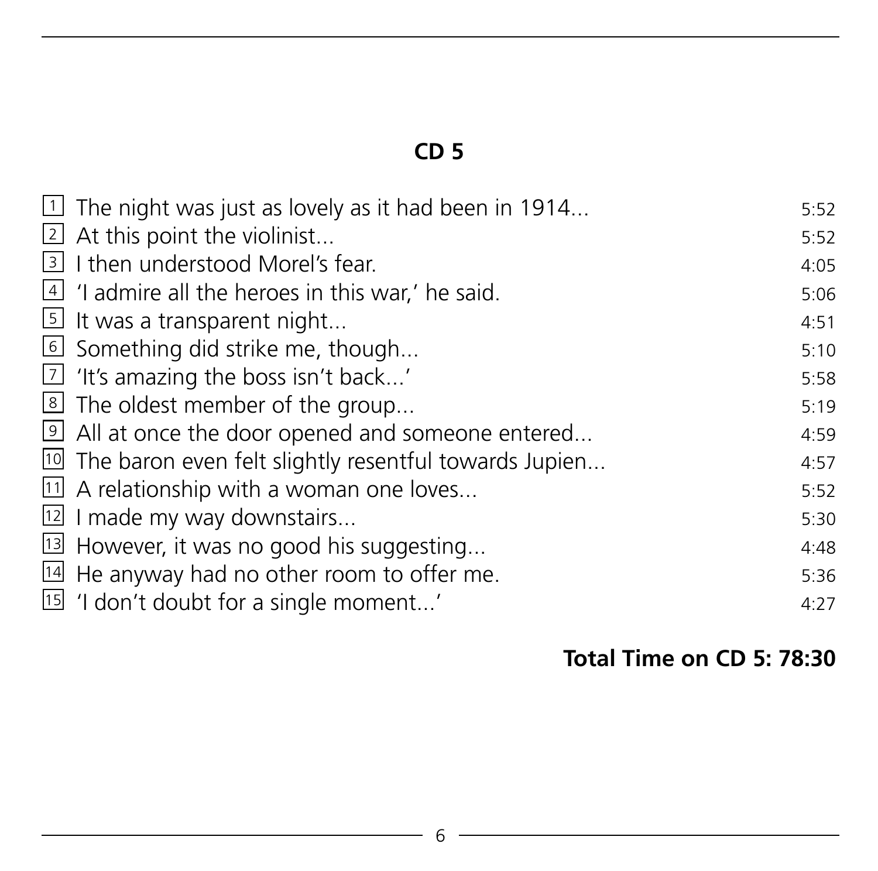## CD 5

| | | |
|---|---|---|
| 1 | The night was just as lovely as it had been in 1914... | 5:52 |
| 2 | At this point the violinist... | 5:52 |
| 3 | I then understood Morel's fear. | 4:05 |
| 4 | 'I admire all the heroes in this war,' he said. | 5:06 |
| 5 | It was a transparent night... | 4:51 |
| 6 | Something did strike me, though... | 5:10 |
| 7 | 'It's amazing the boss isn't back...' | 5:58 |
| 8 | The oldest member of the group... | 5:19 |
| 9 | All at once the door opened and someone entered... | 4:59 |
| 10 | The baron even felt slightly resentful towards Jupien... | 4:57 |
| 11 | A relationship with a woman one loves... | 5:52 |
| 12 | I made my way downstairs... | 5:30 |
| 13 | However, it was no good his suggesting... | 4:48 |
| 14 | He anyway had no other room to offer me. | 5:36 |
| 15 | 'I don't doubt for a single moment...' | 4:27 |

**Total Time on CD 5: 78:30**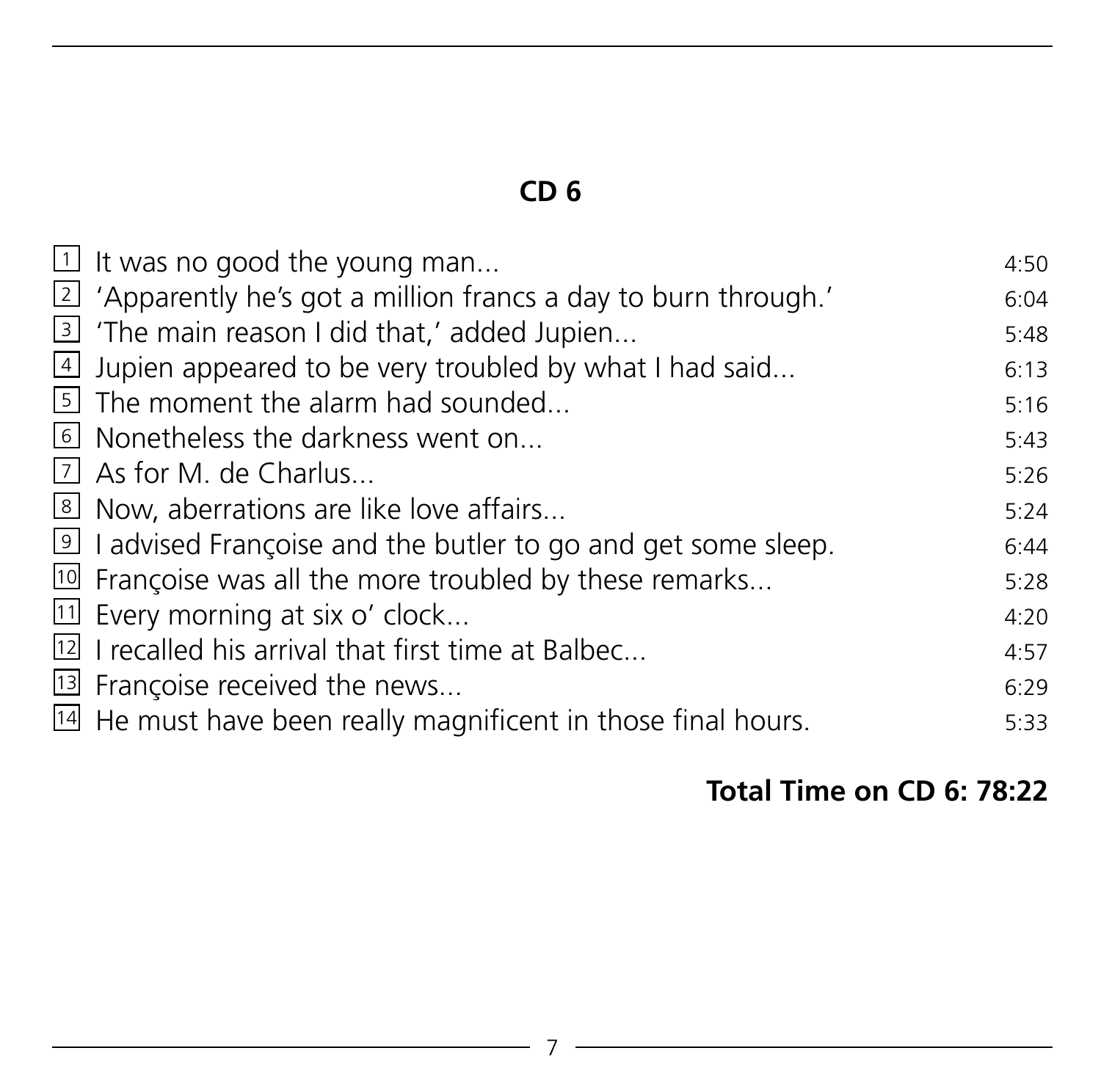## CD 6

| | | |
|---|---|---|
| 1 | It was no good the young man... | 4:50 |
| 2 | 'Apparently he's got a million francs a day to burn through.' | 6:04 |
| 3 | 'The main reason I did that,' added Jupien... | 5:48 |
| 4 | Jupien appeared to be very troubled by what I had said... | 6:13 |
| 5 | The moment the alarm had sounded... | 5:16 |
| 6 | Nonetheless the darkness went on... | 5:43 |
| 7 | As for M. de Charlus... | 5:26 |
| 8 | Now, aberrations are like love affairs... | 5:24 |
| 9 | I advised Françoise and the butler to go and get some sleep. | 6:44 |
| 10 | Françoise was all the more troubled by these remarks... | 5:28 |
| 11 | Every morning at six o' clock... | 4:20 |
| 12 | I recalled his arrival that first time at Balbec... | 4:57 |
| 13 | Françoise received the news... | 6:29 |
| 14 | He must have been really magnificent in those final hours. | 5:33 |

**Total Time on CD 6: 78:22**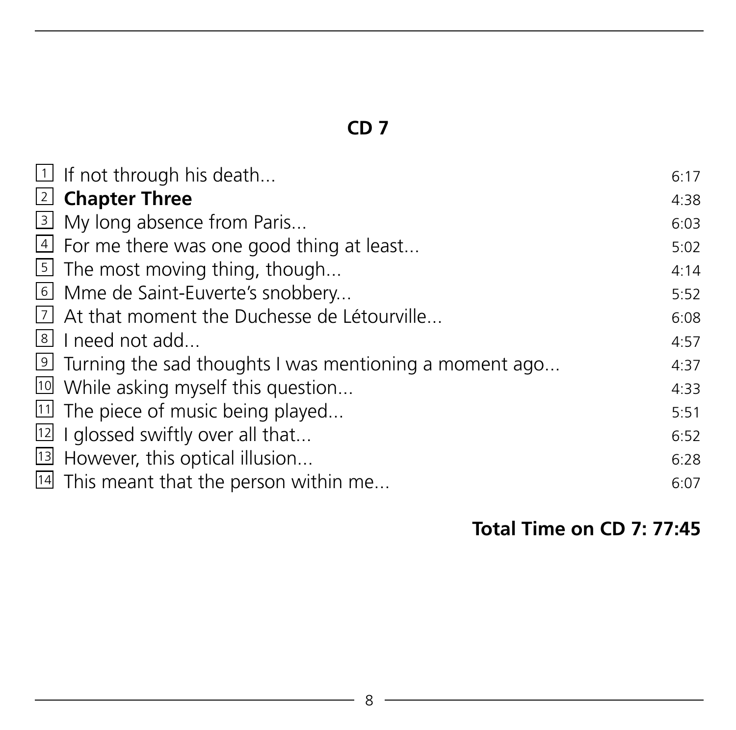## CD 7

| | | |
|---|---|---|
| 1 | If not through his death... | 6:17 |
| 2 | **Chapter Three** | 4:38 |
| 3 | My long absence from Paris... | 6:03 |
| 4 | For me there was one good thing at least... | 5:02 |
| 5 | The most moving thing, though... | 4:14 |
| 6 | Mme de Saint-Euverte's snobbery... | 5:52 |
| 7 | At that moment the Duchesse de Létourville... | 6:08 |
| 8 | I need not add... | 4:57 |
| 9 | Turning the sad thoughts I was mentioning a moment ago... | 4:37 |
| 10 | While asking myself this question... | 4:33 |
| 11 | The piece of music being played... | 5:51 |
| 12 | I glossed swiftly over all that... | 6:52 |
| 13 | However, this optical illusion... | 6:28 |
| 14 | This meant that the person within me... | 6:07 |

**Total Time on CD 7: 77:45**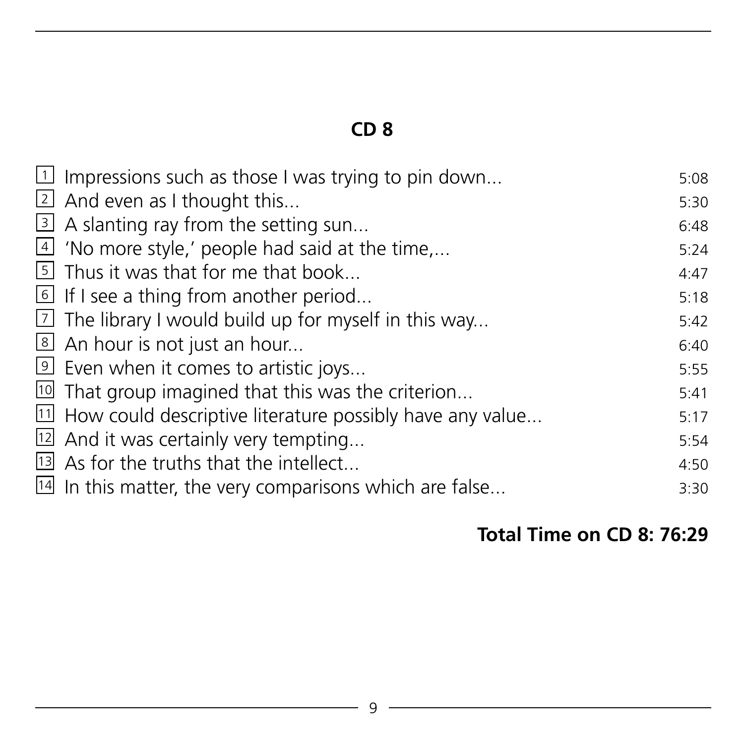## CD 8

| | | |
|---|---|---|
| 1 | Impressions such as those I was trying to pin down... | 5:08 |
| 2 | And even as I thought this... | 5:30 |
| 3 | A slanting ray from the setting sun... | 6:48 |
| 4 | 'No more style,' people had said at the time,... | 5:24 |
| 5 | Thus it was that for me that book... | 4:47 |
| 6 | If I see a thing from another period... | 5:18 |
| 7 | The library I would build up for myself in this way... | 5:42 |
| 8 | An hour is not just an hour... | 6:40 |
| 9 | Even when it comes to artistic joys... | 5:55 |
| 10 | That group imagined that this was the criterion... | 5:41 |
| 11 | How could descriptive literature possibly have any value... | 5:17 |
| 12 | And it was certainly very tempting... | 5:54 |
| 13 | As for the truths that the intellect... | 4:50 |
| 14 | In this matter, the very comparisons which are false... | 3:30 |

**Total Time on CD 8: 76:29**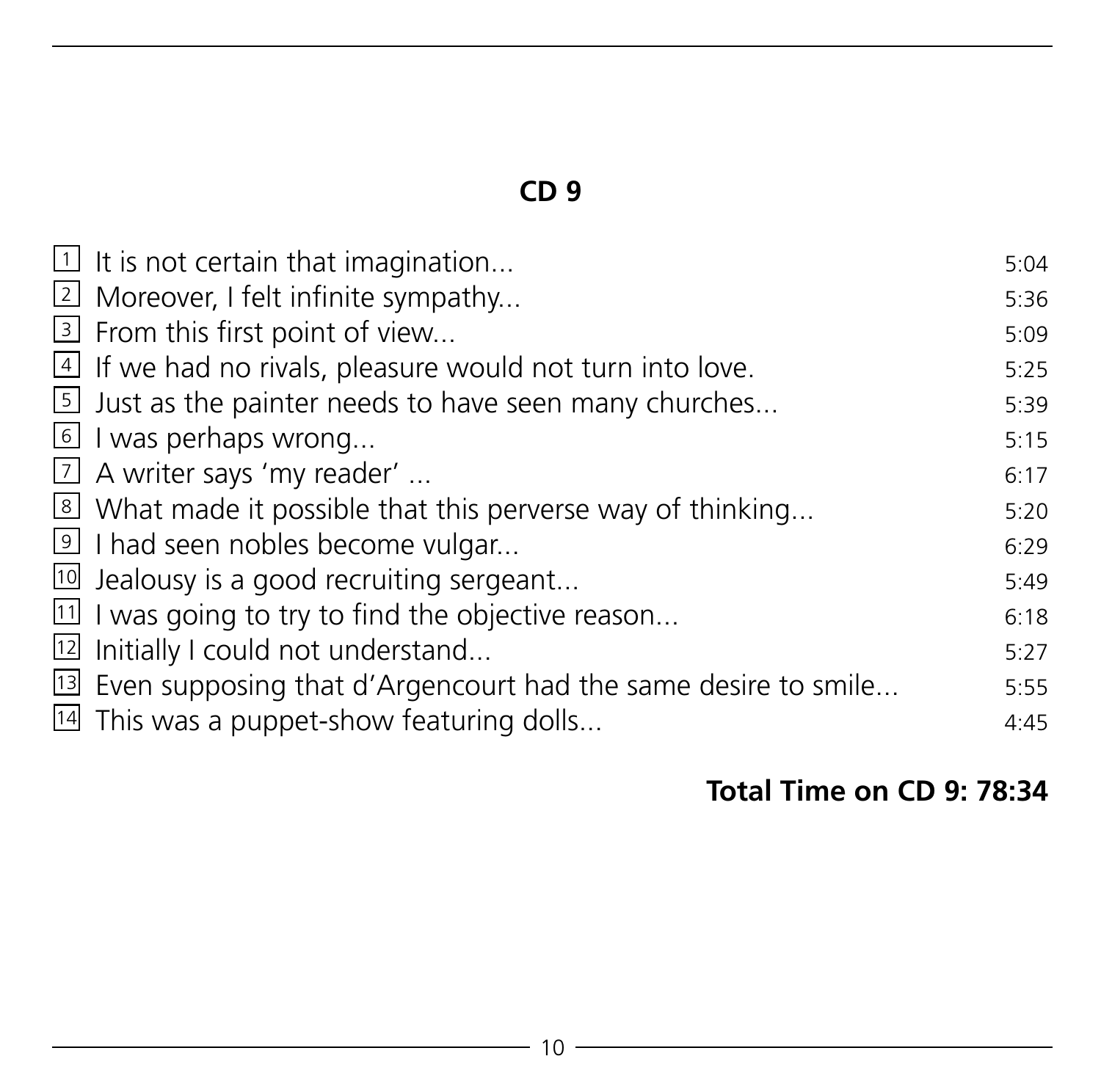## CD 9

| | | |
|---|---|---|
| 1 | It is not certain that imagination... | 5:04 |
| 2 | Moreover, I felt infinite sympathy... | 5:36 |
| 3 | From this first point of view... | 5:09 |
| 4 | If we had no rivals, pleasure would not turn into love. | 5:25 |
| 5 | Just as the painter needs to have seen many churches... | 5:39 |
| 6 | I was perhaps wrong... | 5:15 |
| 7 | A writer says 'my reader' ... | 6:17 |
| 8 | What made it possible that this perverse way of thinking... | 5:20 |
| 9 | I had seen nobles become vulgar... | 6:29 |
| 10 | Jealousy is a good recruiting sergeant... | 5:49 |
| 11 | I was going to try to find the objective reason... | 6:18 |
| 12 | Initially I could not understand... | 5:27 |
| 13 | Even supposing that d'Argencourt had the same desire to smile... | 5:55 |
| 14 | This was a puppet-show featuring dolls... | 4:45 |

**Total Time on CD 9: 78:34**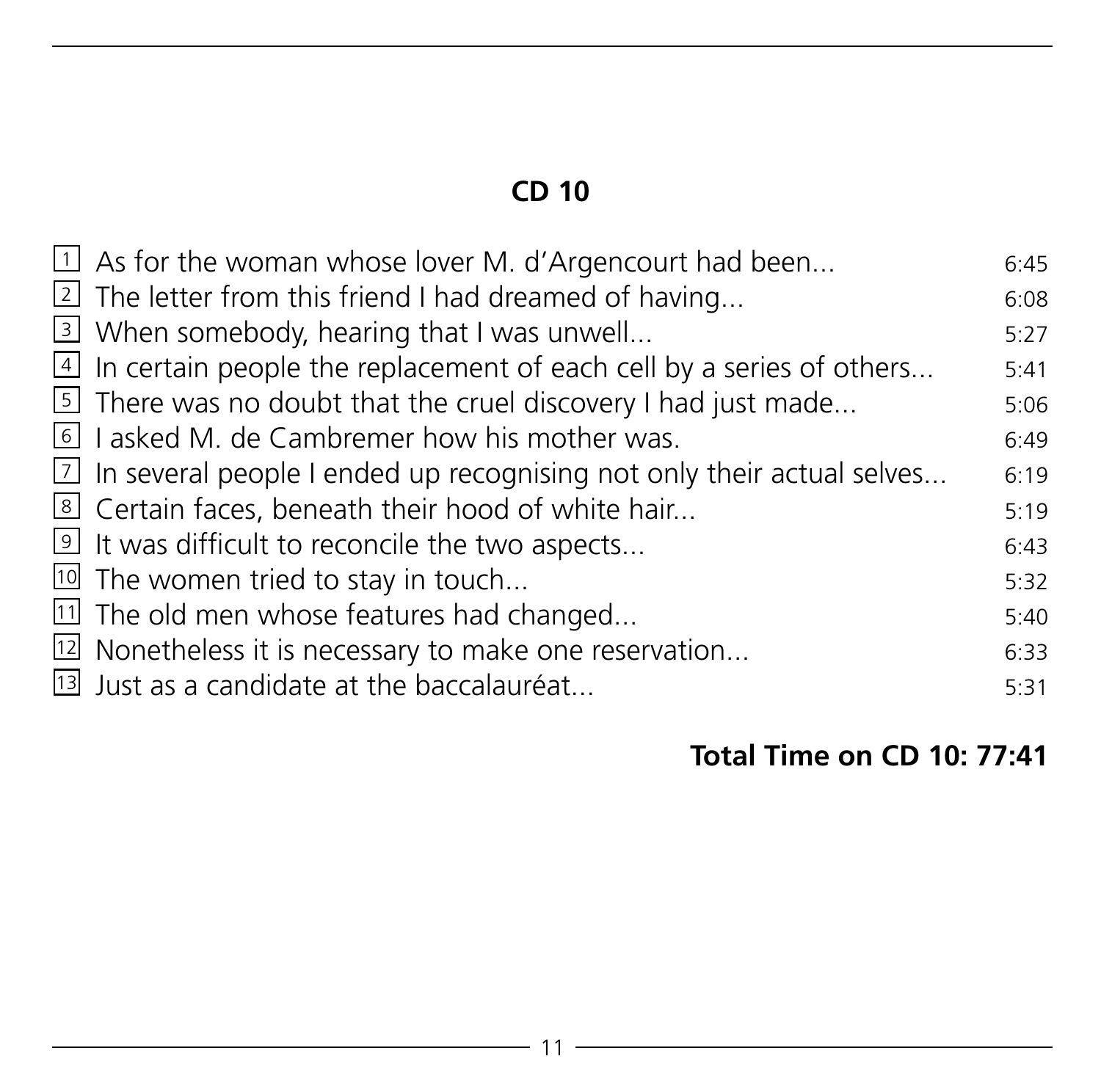## CD 10

| | | |
|---|---|---|
| 1 | As for the woman whose lover M. d'Argencourt had been... | 6:45 |
| 2 | The letter from this friend I had dreamed of having... | 6:08 |
| 3 | When somebody, hearing that I was unwell... | 5:27 |
| 4 | In certain people the replacement of each cell by a series of others... | 5:41 |
| 5 | There was no doubt that the cruel discovery I had just made... | 5:06 |
| 6 | I asked M. de Cambremer how his mother was. | 6:49 |
| 7 | In several people I ended up recognising not only their actual selves... | 6:19 |
| 8 | Certain faces, beneath their hood of white hair... | 5:19 |
| 9 | It was difficult to reconcile the two aspects... | 6:43 |
| 10 | The women tried to stay in touch... | 5:32 |
| 11 | The old men whose features had changed... | 5:40 |
| 12 | Nonetheless it is necessary to make one reservation... | 6:33 |
| 13 | Just as a candidate at the baccalauréat... | 5:31 |

**Total Time on CD 10: 77:41**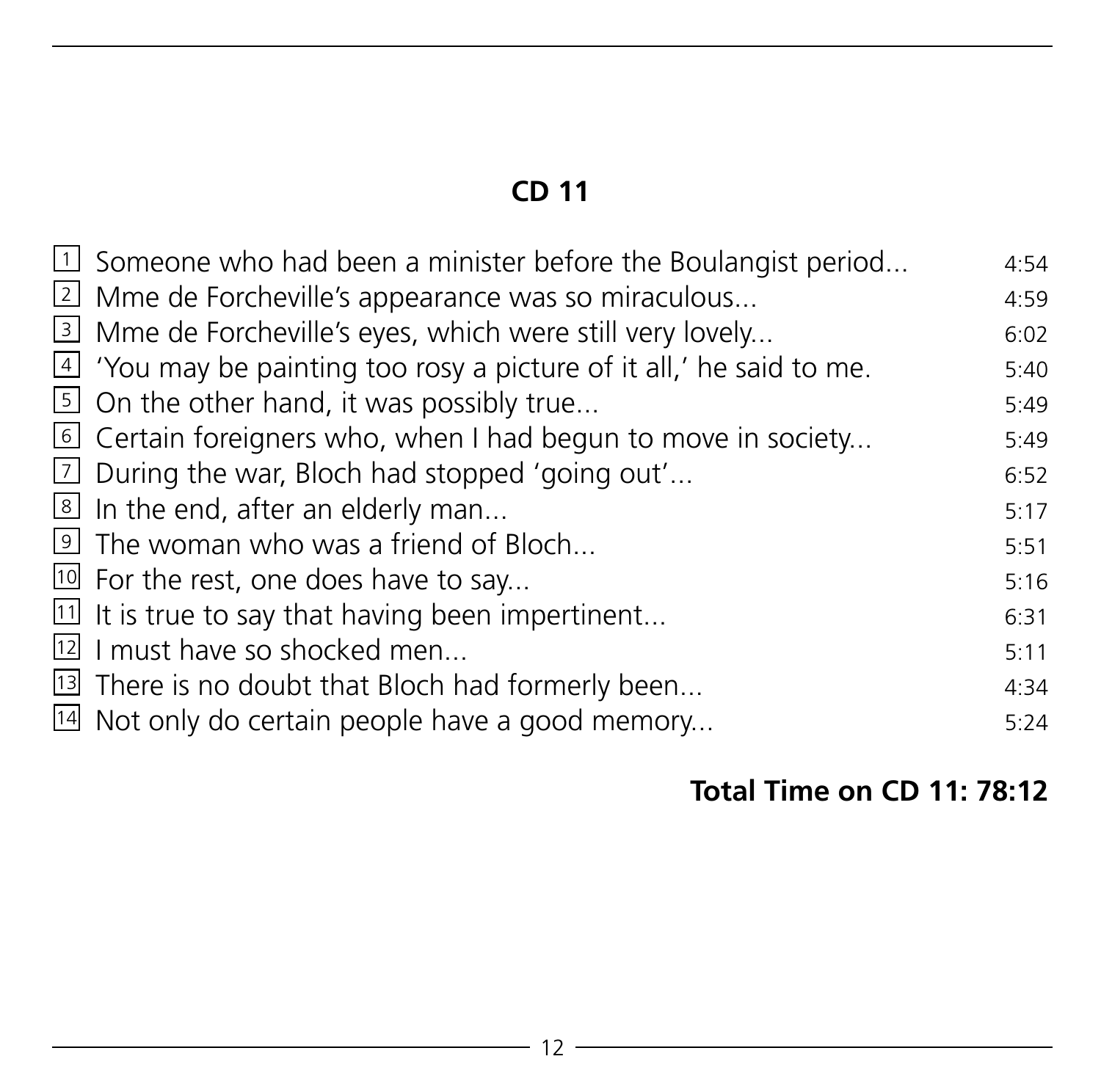## CD 11

| | | |
|---|---|---|
| 1 | Someone who had been a minister before the Boulangist period... | 4:54 |
| 2 | Mme de Forcheville's appearance was so miraculous... | 4:59 |
| 3 | Mme de Forcheville's eyes, which were still very lovely... | 6:02 |
| 4 | 'You may be painting too rosy a picture of it all,' he said to me. | 5:40 |
| 5 | On the other hand, it was possibly true... | 5:49 |
| 6 | Certain foreigners who, when I had begun to move in society... | 5:49 |
| 7 | During the war, Bloch had stopped 'going out'... | 6:52 |
| 8 | In the end, after an elderly man... | 5:17 |
| 9 | The woman who was a friend of Bloch... | 5:51 |
| 10 | For the rest, one does have to say... | 5:16 |
| 11 | It is true to say that having been impertinent... | 6:31 |
| 12 | I must have so shocked men... | 5:11 |
| 13 | There is no doubt that Bloch had formerly been... | 4:34 |
| 14 | Not only do certain people have a good memory... | 5:24 |

**Total Time on CD 11: 78:12**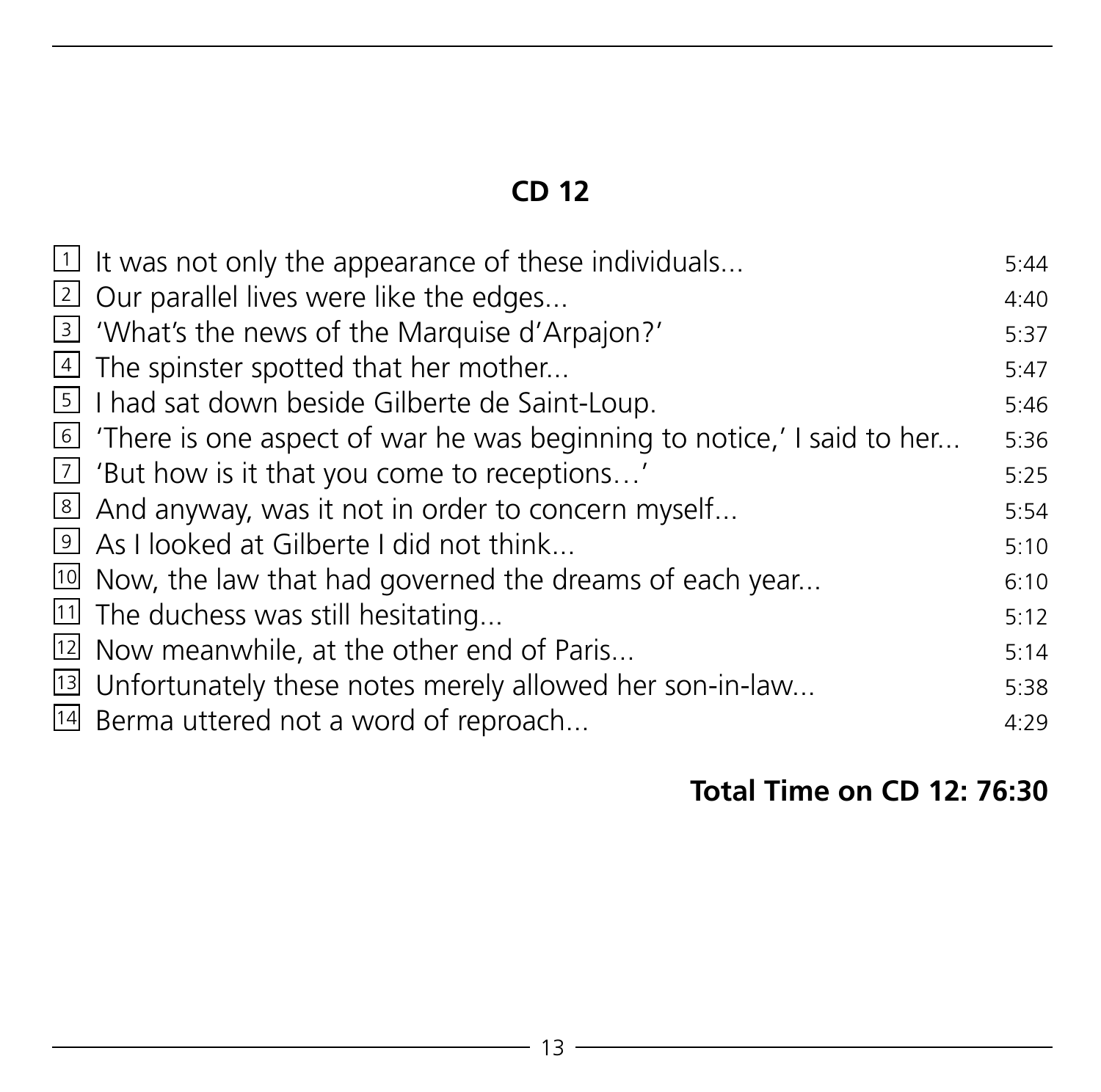## CD 12

| | | |
|---|---|---|
| 1 | It was not only the appearance of these individuals... | 5:44 |
| 2 | Our parallel lives were like the edges... | 4:40 |
| 3 | 'What's the news of the Marquise d'Arpajon?' | 5:37 |
| 4 | The spinster spotted that her mother... | 5:47 |
| 5 | I had sat down beside Gilberte de Saint-Loup. | 5:46 |
| 6 | 'There is one aspect of war he was beginning to notice,' I said to her... | 5:36 |
| 7 | 'But how is it that you come to receptions…' | 5:25 |
| 8 | And anyway, was it not in order to concern myself... | 5:54 |
| 9 | As I looked at Gilberte I did not think... | 5:10 |
| 10 | Now, the law that had governed the dreams of each year... | 6:10 |
| 11 | The duchess was still hesitating... | 5:12 |
| 12 | Now meanwhile, at the other end of Paris... | 5:14 |
| 13 | Unfortunately these notes merely allowed her son-in-law... | 5:38 |
| 14 | Berma uttered not a word of reproach... | 4:29 |

**Total Time on CD 12: 76:30**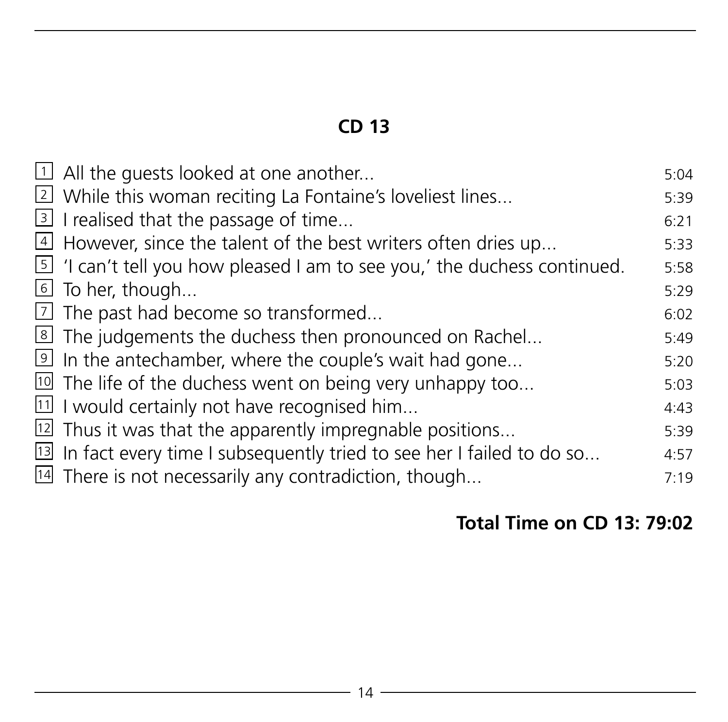## CD 13

| | | |
|---|---|---|
| 1 | All the guests looked at one another... | 5:04 |
| 2 | While this woman reciting La Fontaine's loveliest lines... | 5:39 |
| 3 | I realised that the passage of time... | 6:21 |
| 4 | However, since the talent of the best writers often dries up... | 5:33 |
| 5 | 'I can't tell you how pleased I am to see you,' the duchess continued. | 5:58 |
| 6 | To her, though... | 5:29 |
| 7 | The past had become so transformed... | 6:02 |
| 8 | The judgements the duchess then pronounced on Rachel... | 5:49 |
| 9 | In the antechamber, where the couple's wait had gone... | 5:20 |
| 10 | The life of the duchess went on being very unhappy too... | 5:03 |
| 11 | I would certainly not have recognised him... | 4:43 |
| 12 | Thus it was that the apparently impregnable positions... | 5:39 |
| 13 | In fact every time I subsequently tried to see her I failed to do so... | 4:57 |
| 14 | There is not necessarily any contradiction, though... | 7:19 |

**Total Time on CD 13: 79:02**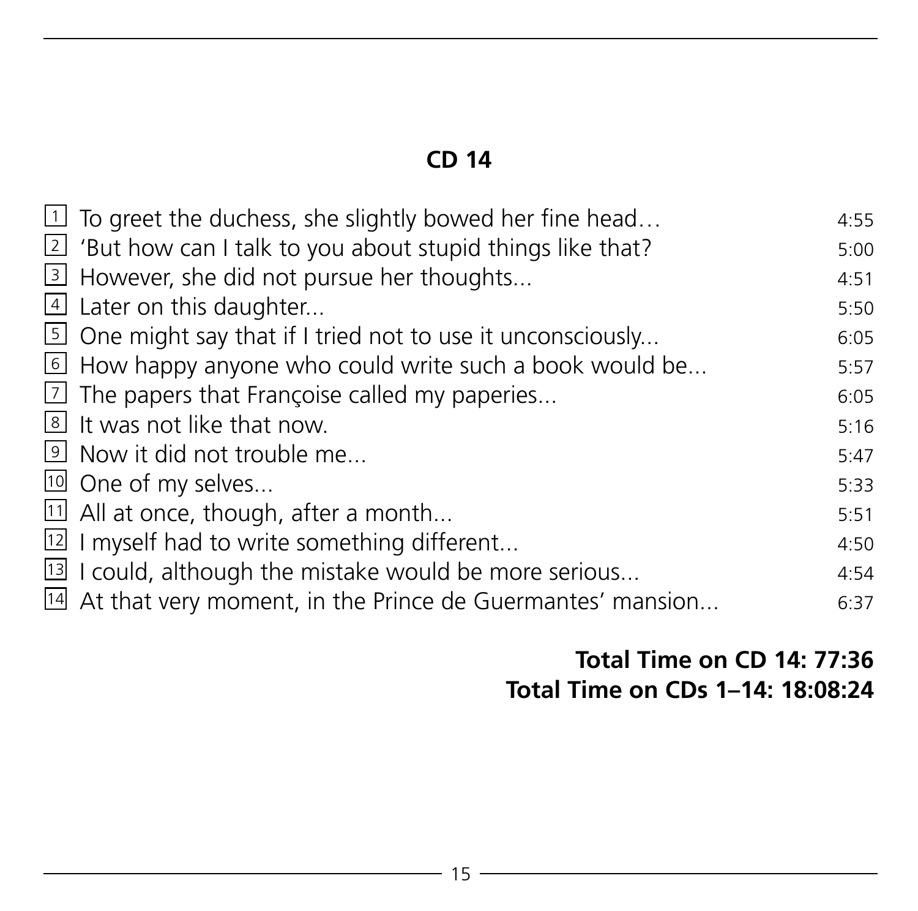## CD 14

| | | |
|---|---|---|
| 1 | To greet the duchess, she slightly bowed her fine head… | 4:55 |
| 2 | 'But how can I talk to you about stupid things like that? | 5:00 |
| 3 | However, she did not pursue her thoughts... | 4:51 |
| 4 | Later on this daughter... | 5:50 |
| 5 | One might say that if I tried not to use it unconsciously... | 6:05 |
| 6 | How happy anyone who could write such a book would be... | 5:57 |
| 7 | The papers that Françoise called my paperies... | 6:05 |
| 8 | It was not like that now. | 5:16 |
| 9 | Now it did not trouble me... | 5:47 |
| 10 | One of my selves... | 5:33 |
| 11 | All at once, though, after a month... | 5:51 |
| 12 | I myself had to write something different... | 4:50 |
| 13 | I could, although the mistake would be more serious... | 4:54 |
| 14 | At that very moment, in the Prince de Guermantes' mansion... | 6:37 |

**Total Time on CD 14: 77:36**
**Total Time on CDs 1–14: 18:08:24**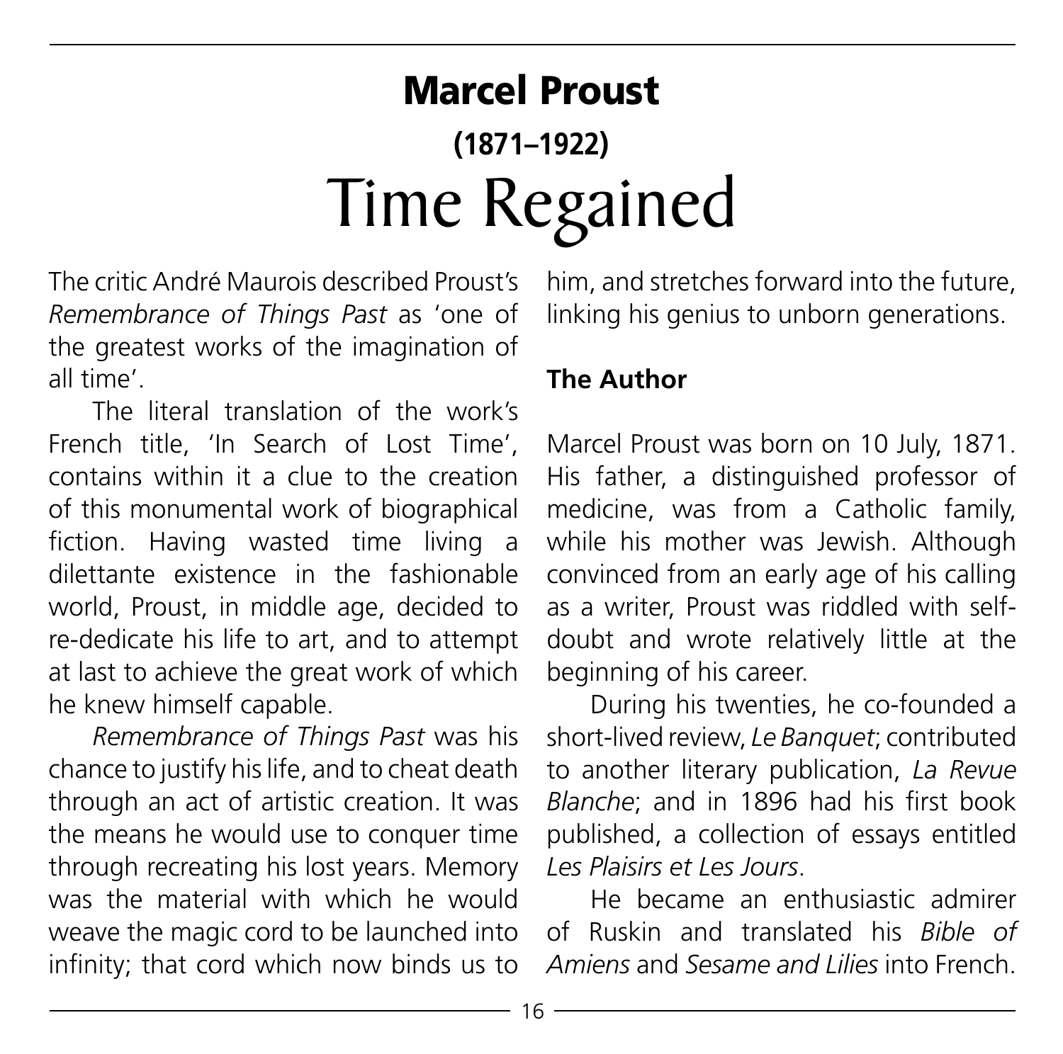# Marcel Proust

## (1871–1922)

# Time Regained

The critic André Maurois described Proust's *Remembrance of Things Past* as 'one of the greatest works of the imagination of all time'.

The literal translation of the work's French title, 'In Search of Lost Time', contains within it a clue to the creation of this monumental work of biographical fiction. Having wasted time living a dilettante existence in the fashionable world, Proust, in middle age, decided to re-dedicate his life to art, and to attempt at last to achieve the great work of which he knew himself capable.

*Remembrance of Things Past* was his chance to justify his life, and to cheat death through an act of artistic creation. It was the means he would use to conquer time through recreating his lost years. Memory was the material with which he would weave the magic cord to be launched into infinity; that cord which now binds us to him, and stretches forward into the future, linking his genius to unborn generations.

### The Author

Marcel Proust was born on 10 July, 1871. His father, a distinguished professor of medicine, was from a Catholic family, while his mother was Jewish. Although convinced from an early age of his calling as a writer, Proust was riddled with self-doubt and wrote relatively little at the beginning of his career.

During his twenties, he co-founded a short-lived review, *Le Banquet*; contributed to another literary publication, *La Revue Blanche*; and in 1896 had his first book published, a collection of essays entitled *Les Plaisirs et Les Jours*.

He became an enthusiastic admirer of Ruskin and translated his *Bible of Amiens* and *Sesame and Lilies* into French.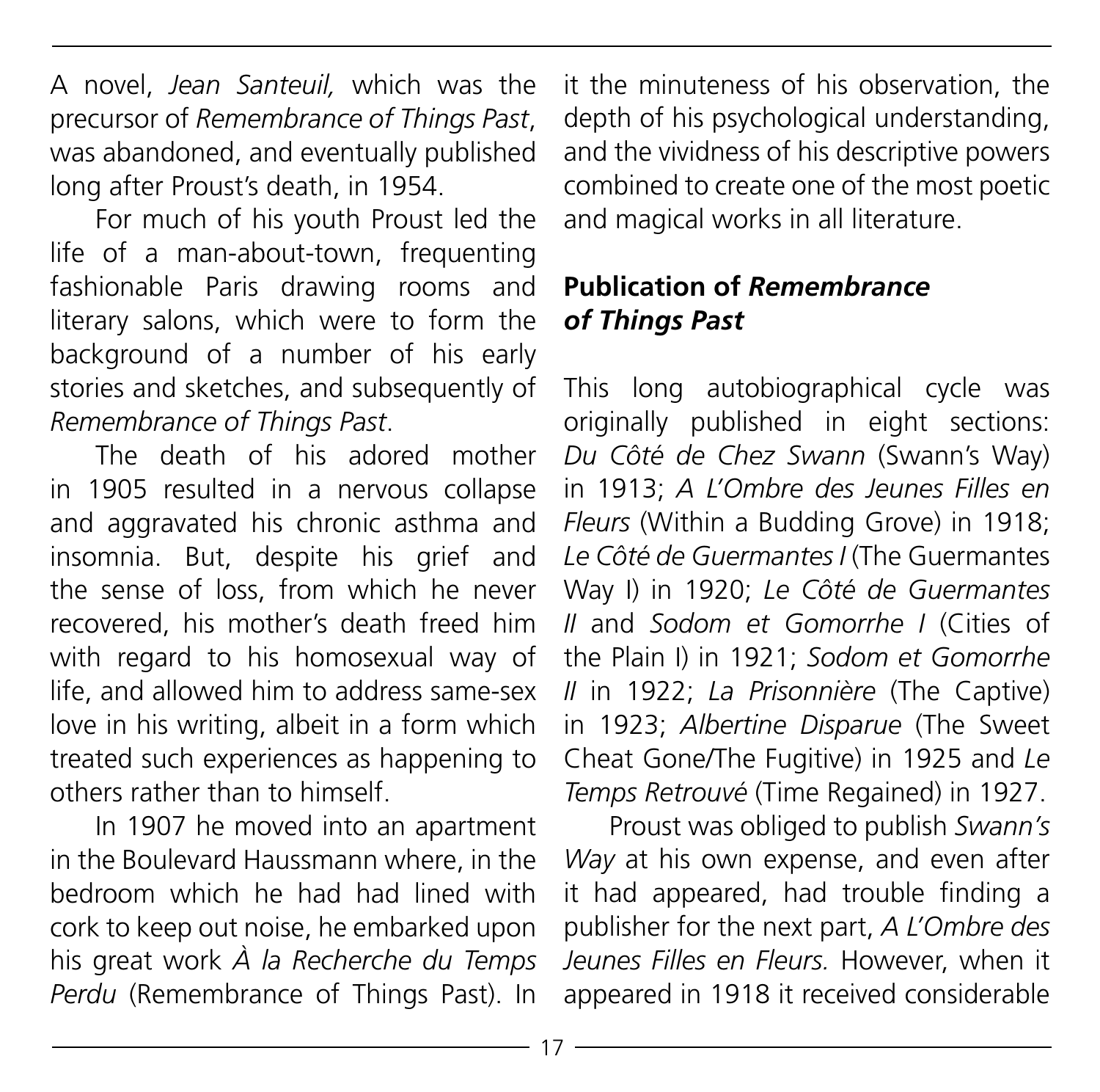A novel, *Jean Santeuil,* which was the precursor of *Remembrance of Things Past*, was abandoned, and eventually published long after Proust's death, in 1954.

For much of his youth Proust led the life of a man-about-town, frequenting fashionable Paris drawing rooms and literary salons, which were to form the background of a number of his early stories and sketches, and subsequently of *Remembrance of Things Past*.

The death of his adored mother in 1905 resulted in a nervous collapse and aggravated his chronic asthma and insomnia. But, despite his grief and the sense of loss, from which he never recovered, his mother's death freed him with regard to his homosexual way of life, and allowed him to address same-sex love in his writing, albeit in a form which treated such experiences as happening to others rather than to himself.

In 1907 he moved into an apartment in the Boulevard Haussmann where, in the bedroom which he had had lined with cork to keep out noise, he embarked upon his great work *À la Recherche du Temps Perdu* (Remembrance of Things Past). In it the minuteness of his observation, the depth of his psychological understanding, and the vividness of his descriptive powers combined to create one of the most poetic and magical works in all literature.

## Publication of *Remembrance of Things Past*

This long autobiographical cycle was originally published in eight sections: *Du Côté de Chez Swann* (Swann's Way) in 1913; *A L'Ombre des Jeunes Filles en Fleurs* (Within a Budding Grove) in 1918; *Le Côté de Guermantes I* (The Guermantes Way I) in 1920; *Le Côté de Guermantes II* and *Sodom et Gomorrhe I* (Cities of the Plain I) in 1921; *Sodom et Gomorrhe II* in 1922; *La Prisonnière* (The Captive) in 1923; *Albertine Disparue* (The Sweet Cheat Gone/The Fugitive) in 1925 and *Le Temps Retrouvé* (Time Regained) in 1927.

Proust was obliged to publish *Swann's Way* at his own expense, and even after it had appeared, had trouble finding a publisher for the next part, *A L'Ombre des Jeunes Filles en Fleurs.* However, when it appeared in 1918 it received considerable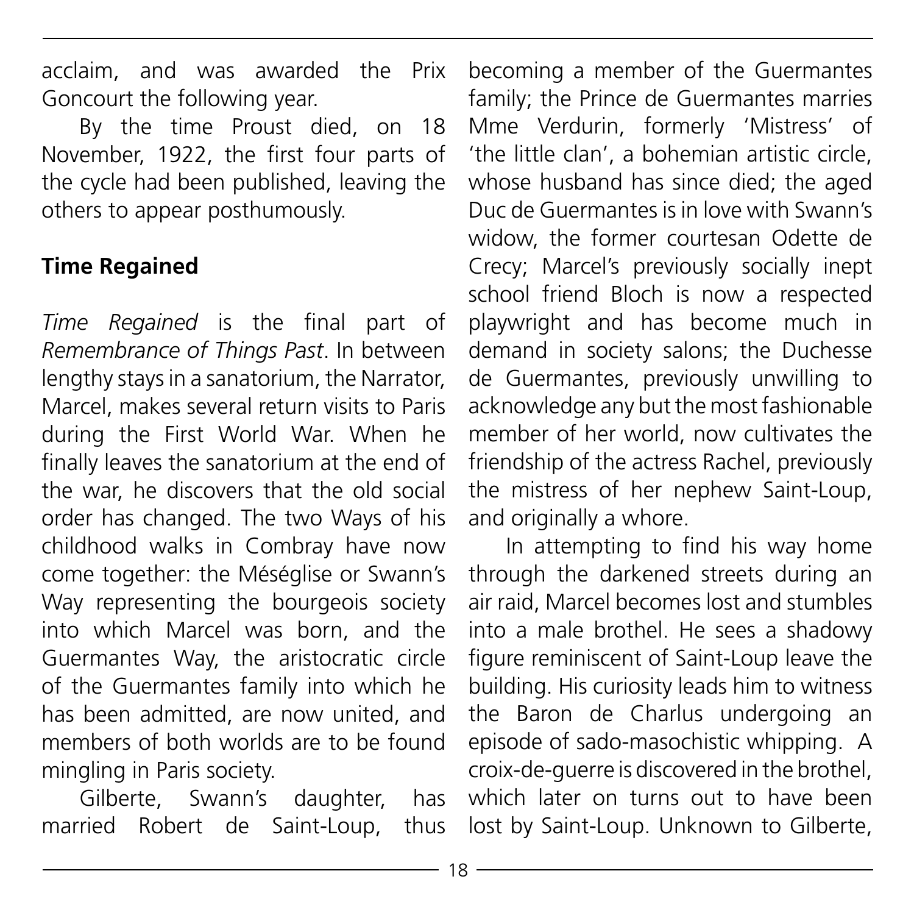acclaim, and was awarded the Prix Goncourt the following year.

By the time Proust died, on 18 November, 1922, the first four parts of the cycle had been published, leaving the others to appear posthumously.

## Time Regained

*Time Regained* is the final part of *Remembrance of Things Past*. In between lengthy stays in a sanatorium, the Narrator, Marcel, makes several return visits to Paris during the First World War. When he finally leaves the sanatorium at the end of the war, he discovers that the old social order has changed. The two Ways of his childhood walks in Combray have now come together: the Méséglise or Swann's Way representing the bourgeois society into which Marcel was born, and the Guermantes Way, the aristocratic circle of the Guermantes family into which he has been admitted, are now united, and members of both worlds are to be found mingling in Paris society.

Gilberte, Swann's daughter, has married Robert de Saint-Loup, thus becoming a member of the Guermantes family; the Prince de Guermantes marries Mme Verdurin, formerly 'Mistress' of 'the little clan', a bohemian artistic circle, whose husband has since died; the aged Duc de Guermantes is in love with Swann's widow, the former courtesan Odette de Crecy; Marcel's previously socially inept school friend Bloch is now a respected playwright and has become much in demand in society salons; the Duchesse de Guermantes, previously unwilling to acknowledge any but the most fashionable member of her world, now cultivates the friendship of the actress Rachel, previously the mistress of her nephew Saint-Loup, and originally a whore.

In attempting to find his way home through the darkened streets during an air raid, Marcel becomes lost and stumbles into a male brothel. He sees a shadowy figure reminiscent of Saint-Loup leave the building. His curiosity leads him to witness the Baron de Charlus undergoing an episode of sado-masochistic whipping. A croix-de-guerre is discovered in the brothel, which later on turns out to have been lost by Saint-Loup. Unknown to Gilberte,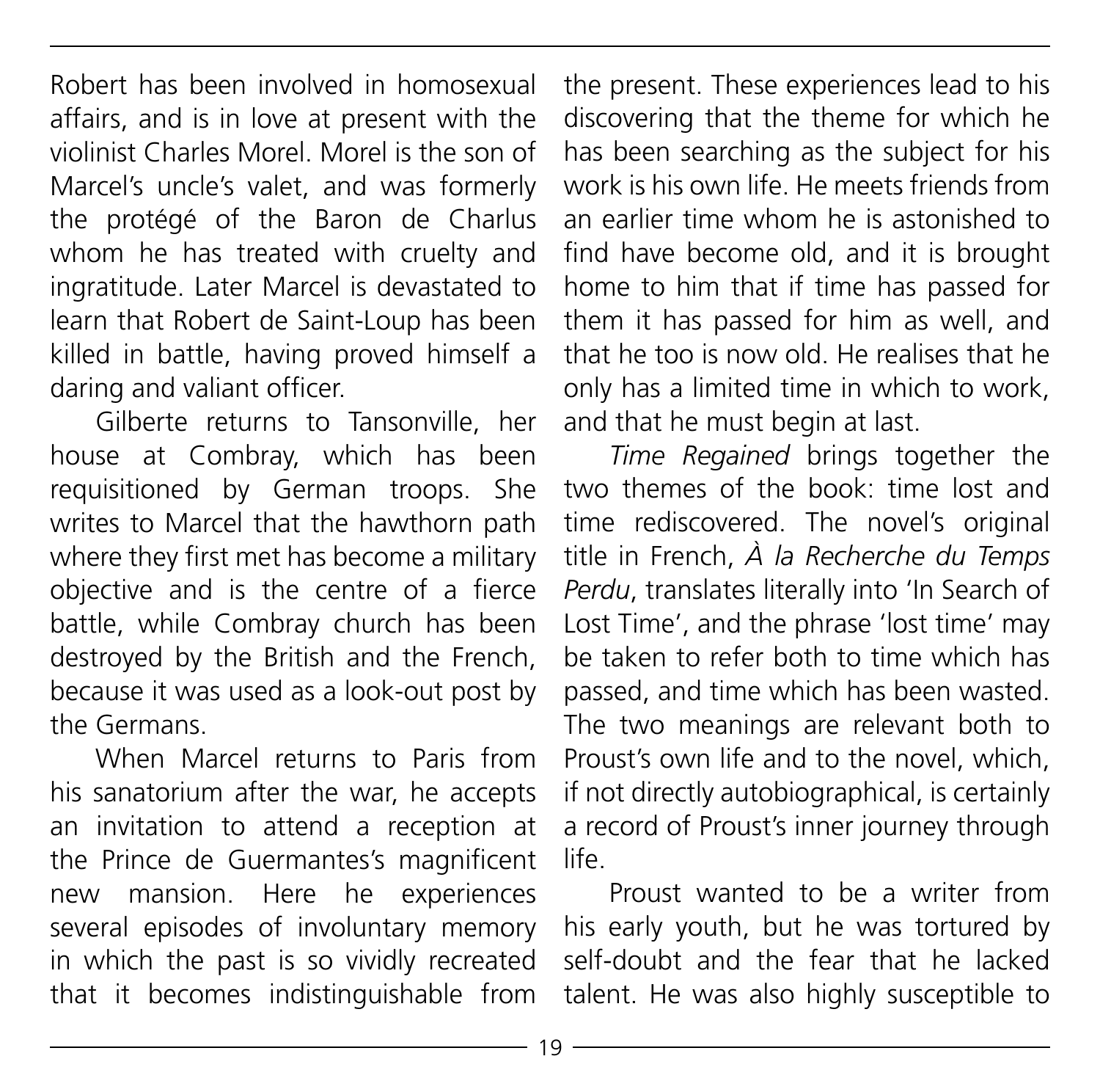Robert has been involved in homosexual affairs, and is in love at present with the violinist Charles Morel. Morel is the son of Marcel's uncle's valet, and was formerly the protégé of the Baron de Charlus whom he has treated with cruelty and ingratitude. Later Marcel is devastated to learn that Robert de Saint-Loup has been killed in battle, having proved himself a daring and valiant officer.

Gilberte returns to Tansonville, her house at Combray, which has been requisitioned by German troops. She writes to Marcel that the hawthorn path where they first met has become a military objective and is the centre of a fierce battle, while Combray church has been destroyed by the British and the French, because it was used as a look-out post by the Germans.

When Marcel returns to Paris from his sanatorium after the war, he accepts an invitation to attend a reception at the Prince de Guermantes's magnificent new mansion. Here he experiences several episodes of involuntary memory in which the past is so vividly recreated that it becomes indistinguishable from the present. These experiences lead to his discovering that the theme for which he has been searching as the subject for his work is his own life. He meets friends from an earlier time whom he is astonished to find have become old, and it is brought home to him that if time has passed for them it has passed for him as well, and that he too is now old. He realises that he only has a limited time in which to work, and that he must begin at last.

*Time Regained* brings together the two themes of the book: time lost and time rediscovered. The novel's original title in French, *À la Recherche du Temps Perdu*, translates literally into 'In Search of Lost Time', and the phrase 'lost time' may be taken to refer both to time which has passed, and time which has been wasted. The two meanings are relevant both to Proust's own life and to the novel, which, if not directly autobiographical, is certainly a record of Proust's inner journey through life.

Proust wanted to be a writer from his early youth, but he was tortured by self-doubt and the fear that he lacked talent. He was also highly susceptible to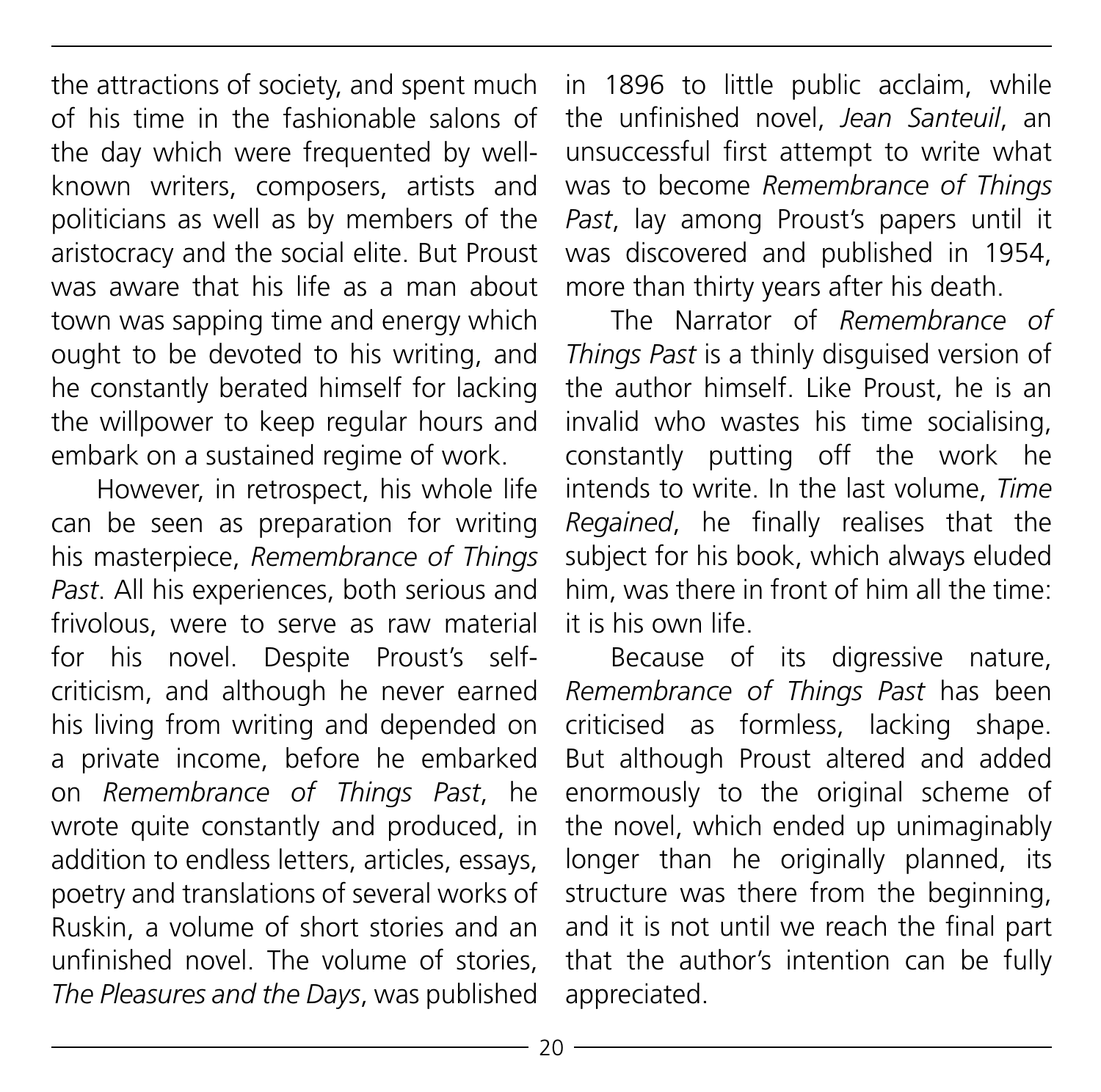the attractions of society, and spent much of his time in the fashionable salons of the day which were frequented by well-known writers, composers, artists and politicians as well as by members of the aristocracy and the social elite. But Proust was aware that his life as a man about town was sapping time and energy which ought to be devoted to his writing, and he constantly berated himself for lacking the willpower to keep regular hours and embark on a sustained regime of work.

However, in retrospect, his whole life can be seen as preparation for writing his masterpiece, *Remembrance of Things Past*. All his experiences, both serious and frivolous, were to serve as raw material for his novel. Despite Proust's self-criticism, and although he never earned his living from writing and depended on a private income, before he embarked on *Remembrance of Things Past*, he wrote quite constantly and produced, in addition to endless letters, articles, essays, poetry and translations of several works of Ruskin, a volume of short stories and an unfinished novel. The volume of stories, *The Pleasures and the Days*, was published in 1896 to little public acclaim, while the unfinished novel, *Jean Santeuil*, an unsuccessful first attempt to write what was to become *Remembrance of Things Past*, lay among Proust's papers until it was discovered and published in 1954, more than thirty years after his death.

The Narrator of *Remembrance of Things Past* is a thinly disguised version of the author himself. Like Proust, he is an invalid who wastes his time socialising, constantly putting off the work he intends to write. In the last volume, *Time Regained*, he finally realises that the subject for his book, which always eluded him, was there in front of him all the time: it is his own life.

Because of its digressive nature, *Remembrance of Things Past* has been criticised as formless, lacking shape. But although Proust altered and added enormously to the original scheme of the novel, which ended up unimaginably longer than he originally planned, its structure was there from the beginning, and it is not until we reach the final part that the author's intention can be fully appreciated.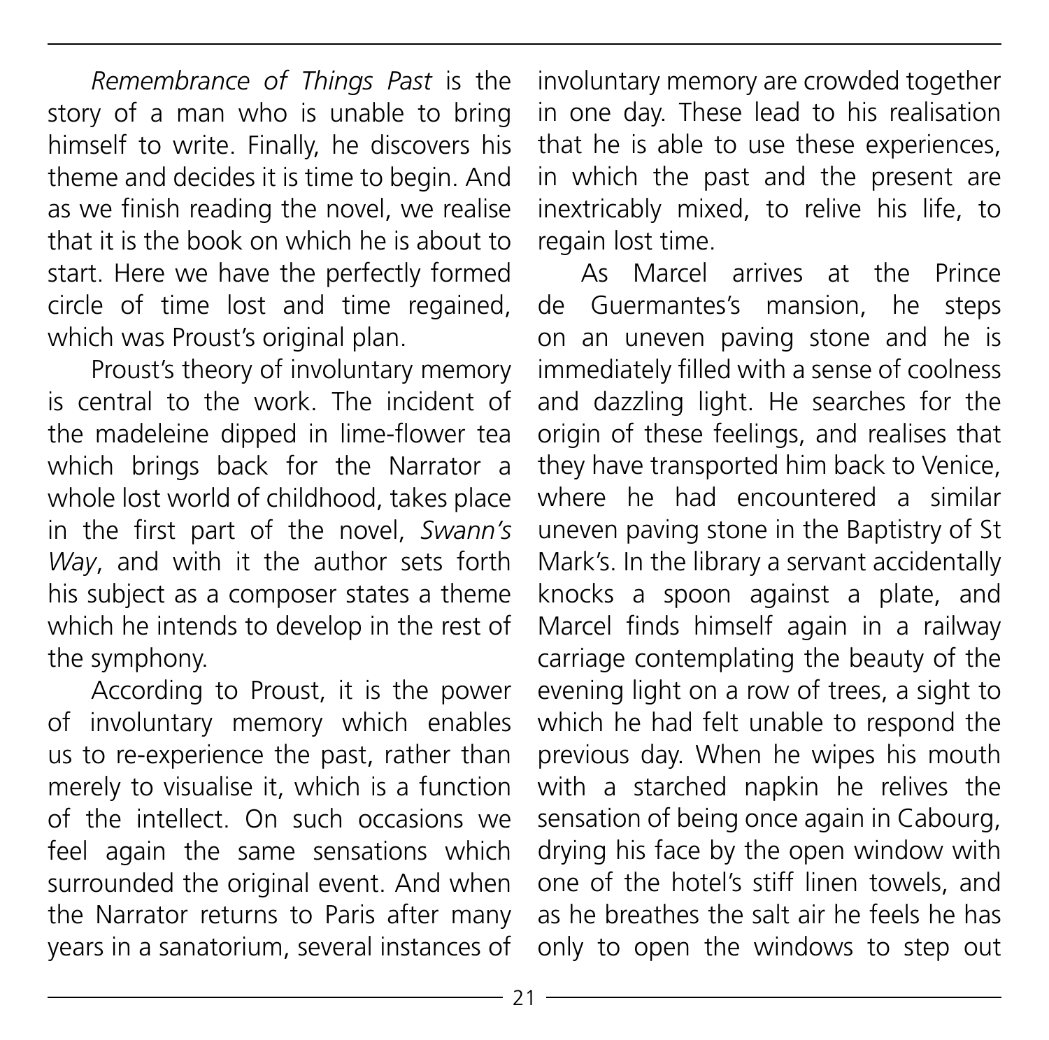*Remembrance of Things Past* is the story of a man who is unable to bring himself to write. Finally, he discovers his theme and decides it is time to begin. And as we finish reading the novel, we realise that it is the book on which he is about to start. Here we have the perfectly formed circle of time lost and time regained, which was Proust's original plan.

Proust's theory of involuntary memory is central to the work. The incident of the madeleine dipped in lime-flower tea which brings back for the Narrator a whole lost world of childhood, takes place in the first part of the novel, *Swann's Way*, and with it the author sets forth his subject as a composer states a theme which he intends to develop in the rest of the symphony.

According to Proust, it is the power of involuntary memory which enables us to re-experience the past, rather than merely to visualise it, which is a function of the intellect. On such occasions we feel again the same sensations which surrounded the original event. And when the Narrator returns to Paris after many years in a sanatorium, several instances of involuntary memory are crowded together in one day. These lead to his realisation that he is able to use these experiences, in which the past and the present are inextricably mixed, to relive his life, to regain lost time.

As Marcel arrives at the Prince de Guermantes's mansion, he steps on an uneven paving stone and he is immediately filled with a sense of coolness and dazzling light. He searches for the origin of these feelings, and realises that they have transported him back to Venice, where he had encountered a similar uneven paving stone in the Baptistry of St Mark's. In the library a servant accidentally knocks a spoon against a plate, and Marcel finds himself again in a railway carriage contemplating the beauty of the evening light on a row of trees, a sight to which he had felt unable to respond the previous day. When he wipes his mouth with a starched napkin he relives the sensation of being once again in Cabourg, drying his face by the open window with one of the hotel's stiff linen towels, and as he breathes the salt air he feels he has only to open the windows to step out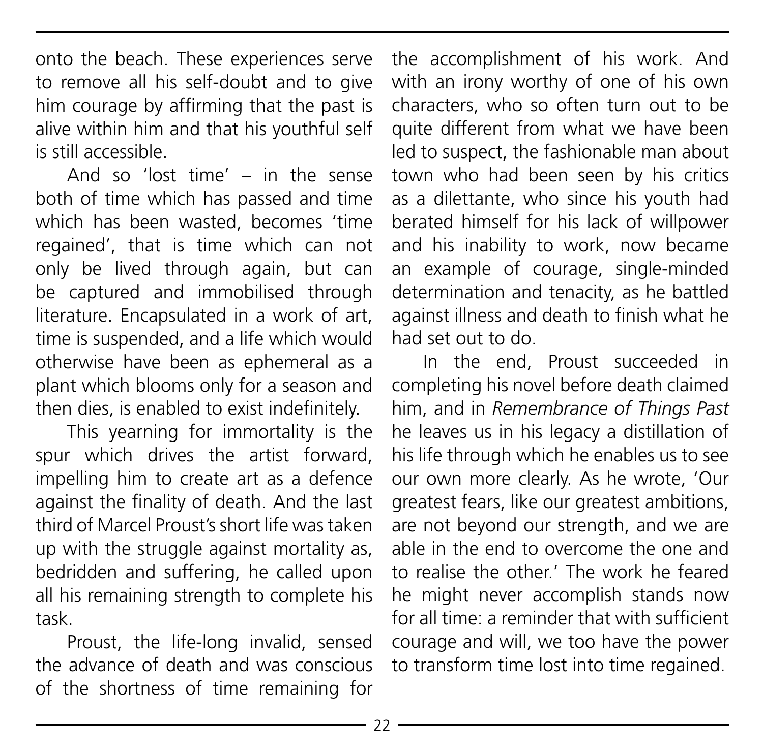onto the beach. These experiences serve to remove all his self-doubt and to give him courage by affirming that the past is alive within him and that his youthful self is still accessible.

And so 'lost time' – in the sense both of time which has passed and time which has been wasted, becomes 'time regained', that is time which can not only be lived through again, but can be captured and immobilised through literature. Encapsulated in a work of art, time is suspended, and a life which would otherwise have been as ephemeral as a plant which blooms only for a season and then dies, is enabled to exist indefinitely.

This yearning for immortality is the spur which drives the artist forward, impelling him to create art as a defence against the finality of death. And the last third of Marcel Proust's short life was taken up with the struggle against mortality as, bedridden and suffering, he called upon all his remaining strength to complete his task.

Proust, the life-long invalid, sensed the advance of death and was conscious of the shortness of time remaining for the accomplishment of his work. And with an irony worthy of one of his own characters, who so often turn out to be quite different from what we have been led to suspect, the fashionable man about town who had been seen by his critics as a dilettante, who since his youth had berated himself for his lack of willpower and his inability to work, now became an example of courage, single-minded determination and tenacity, as he battled against illness and death to finish what he had set out to do.

In the end, Proust succeeded in completing his novel before death claimed him, and in *Remembrance of Things Past* he leaves us in his legacy a distillation of his life through which he enables us to see our own more clearly. As he wrote, 'Our greatest fears, like our greatest ambitions, are not beyond our strength, and we are able in the end to overcome the one and to realise the other.' The work he feared he might never accomplish stands now for all time: a reminder that with sufficient courage and will, we too have the power to transform time lost into time regained.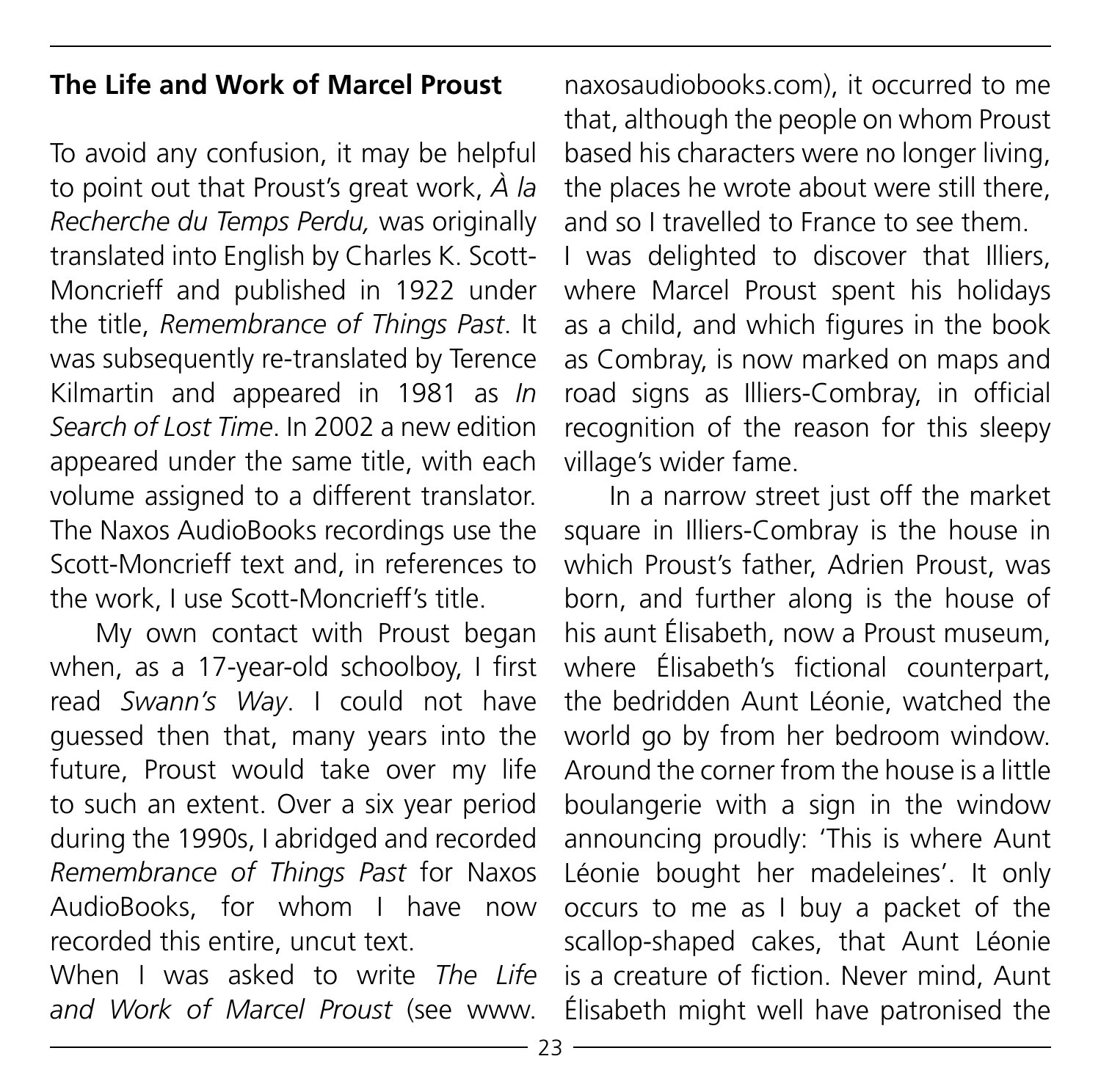## The Life and Work of Marcel Proust

To avoid any confusion, it may be helpful to point out that Proust's great work, *À la Recherche du Temps Perdu,* was originally translated into English by Charles K. Scott-Moncrieff and published in 1922 under the title, *Remembrance of Things Past*. It was subsequently re-translated by Terence Kilmartin and appeared in 1981 as *In Search of Lost Time*. In 2002 a new edition appeared under the same title, with each volume assigned to a different translator. The Naxos AudioBooks recordings use the Scott-Moncrieff text and, in references to the work, I use Scott-Moncrieff's title.

My own contact with Proust began when, as a 17-year-old schoolboy, I first read *Swann's Way*. I could not have guessed then that, many years into the future, Proust would take over my life to such an extent. Over a six year period during the 1990s, I abridged and recorded *Remembrance of Things Past* for Naxos AudioBooks, for whom I have now recorded this entire, uncut text.

When I was asked to write *The Life and Work of Marcel Proust* (see www.naxosaudiobooks.com), it occurred to me that, although the people on whom Proust based his characters were no longer living, the places he wrote about were still there, and so I travelled to France to see them.

I was delighted to discover that Illiers, where Marcel Proust spent his holidays as a child, and which figures in the book as Combray, is now marked on maps and road signs as Illiers-Combray, in official recognition of the reason for this sleepy village's wider fame.

In a narrow street just off the market square in Illiers-Combray is the house in which Proust's father, Adrien Proust, was born, and further along is the house of his aunt Élisabeth, now a Proust museum, where Élisabeth's fictional counterpart, the bedridden Aunt Léonie, watched the world go by from her bedroom window. Around the corner from the house is a little boulangerie with a sign in the window announcing proudly: 'This is where Aunt Léonie bought her madeleines'. It only occurs to me as I buy a packet of the scallop-shaped cakes, that Aunt Léonie is a creature of fiction. Never mind, Aunt Élisabeth might well have patronised the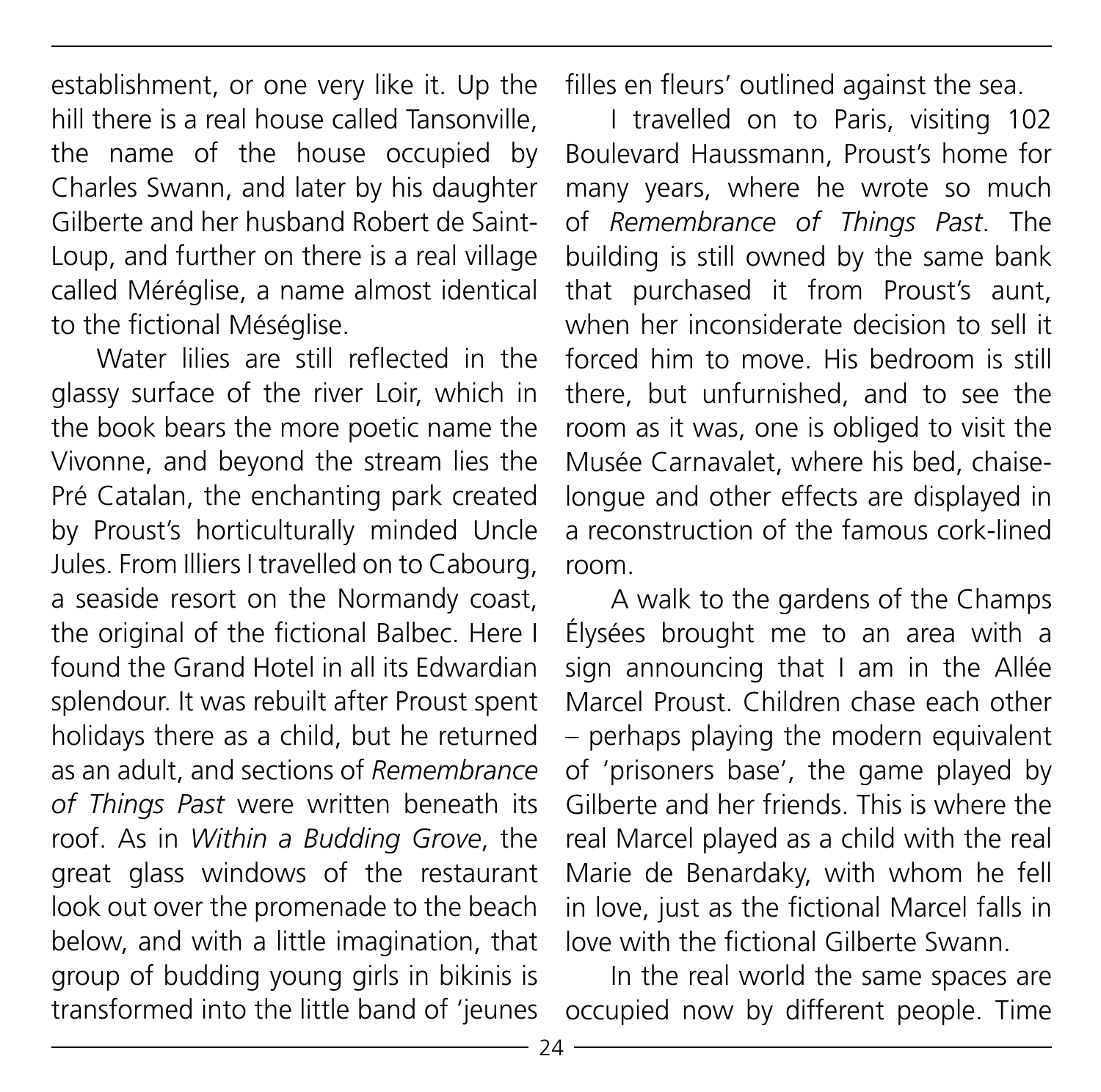establishment, or one very like it. Up the hill there is a real house called Tansonville, the name of the house occupied by Charles Swann, and later by his daughter Gilberte and her husband Robert de Saint-Loup, and further on there is a real village called Méréglise, a name almost identical to the fictional Méséglise.

Water lilies are still reflected in the glassy surface of the river Loir, which in the book bears the more poetic name the Vivonne, and beyond the stream lies the Pré Catalan, the enchanting park created by Proust's horticulturally minded Uncle Jules. From Illiers I travelled on to Cabourg, a seaside resort on the Normandy coast, the original of the fictional Balbec. Here I found the Grand Hotel in all its Edwardian splendour. It was rebuilt after Proust spent holidays there as a child, but he returned as an adult, and sections of *Remembrance of Things Past* were written beneath its roof. As in *Within a Budding Grove*, the great glass windows of the restaurant look out over the promenade to the beach below, and with a little imagination, that group of budding young girls in bikinis is transformed into the little band of 'jeunes filles en fleurs' outlined against the sea.

I travelled on to Paris, visiting 102 Boulevard Haussmann, Proust's home for many years, where he wrote so much of *Remembrance of Things Past*. The building is still owned by the same bank that purchased it from Proust's aunt, when her inconsiderate decision to sell it forced him to move. His bedroom is still there, but unfurnished, and to see the room as it was, one is obliged to visit the Musée Carnavalet, where his bed, chaise-longue and other effects are displayed in a reconstruction of the famous cork-lined room.

A walk to the gardens of the Champs Élysées brought me to an area with a sign announcing that I am in the Allée Marcel Proust. Children chase each other – perhaps playing the modern equivalent of 'prisoners base', the game played by Gilberte and her friends. This is where the real Marcel played as a child with the real Marie de Benardaky, with whom he fell in love, just as the fictional Marcel falls in love with the fictional Gilberte Swann.

In the real world the same spaces are occupied now by different people. Time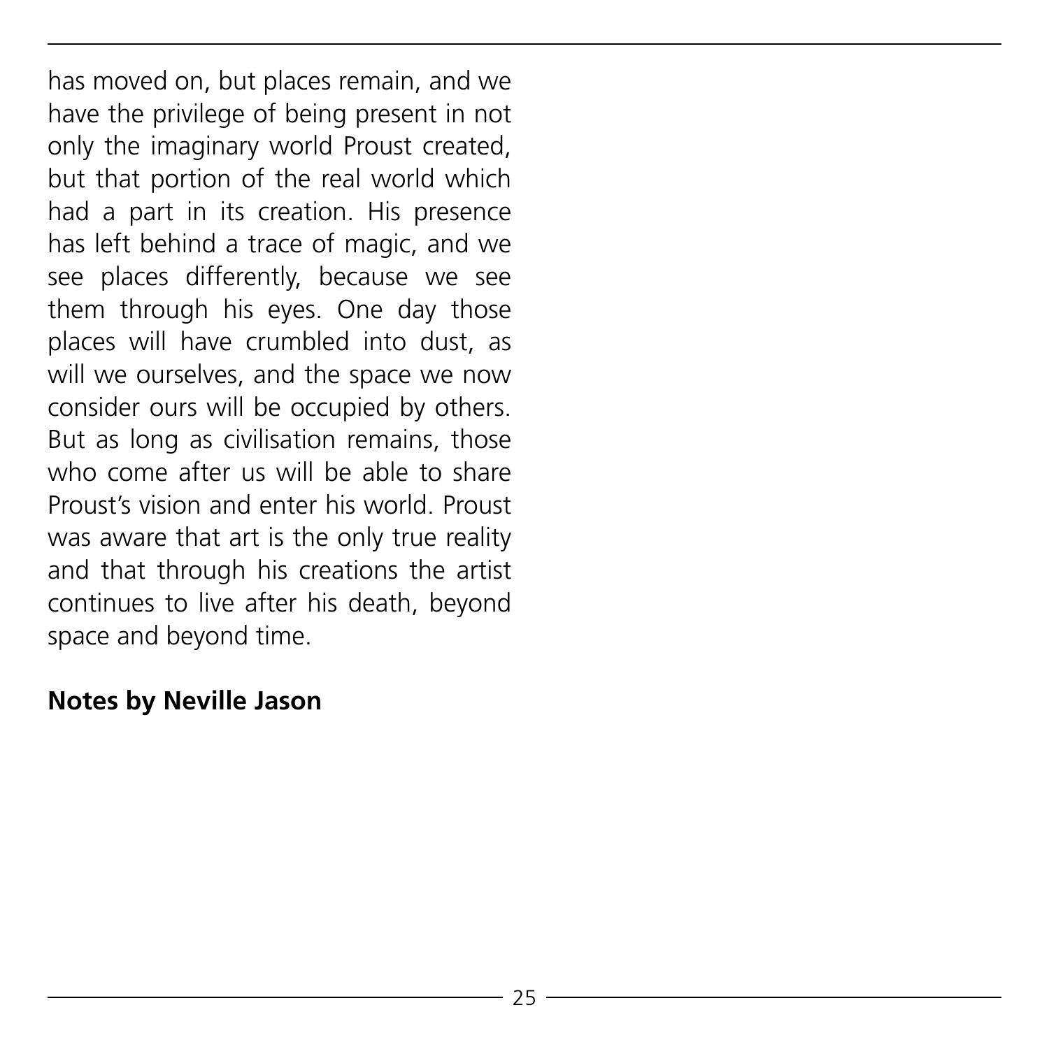has moved on, but places remain, and we have the privilege of being present in not only the imaginary world Proust created, but that portion of the real world which had a part in its creation. His presence has left behind a trace of magic, and we see places differently, because we see them through his eyes. One day those places will have crumbled into dust, as will we ourselves, and the space we now consider ours will be occupied by others. But as long as civilisation remains, those who come after us will be able to share Proust's vision and enter his world. Proust was aware that art is the only true reality and that through his creations the artist continues to live after his death, beyond space and beyond time.

**Notes by Neville Jason**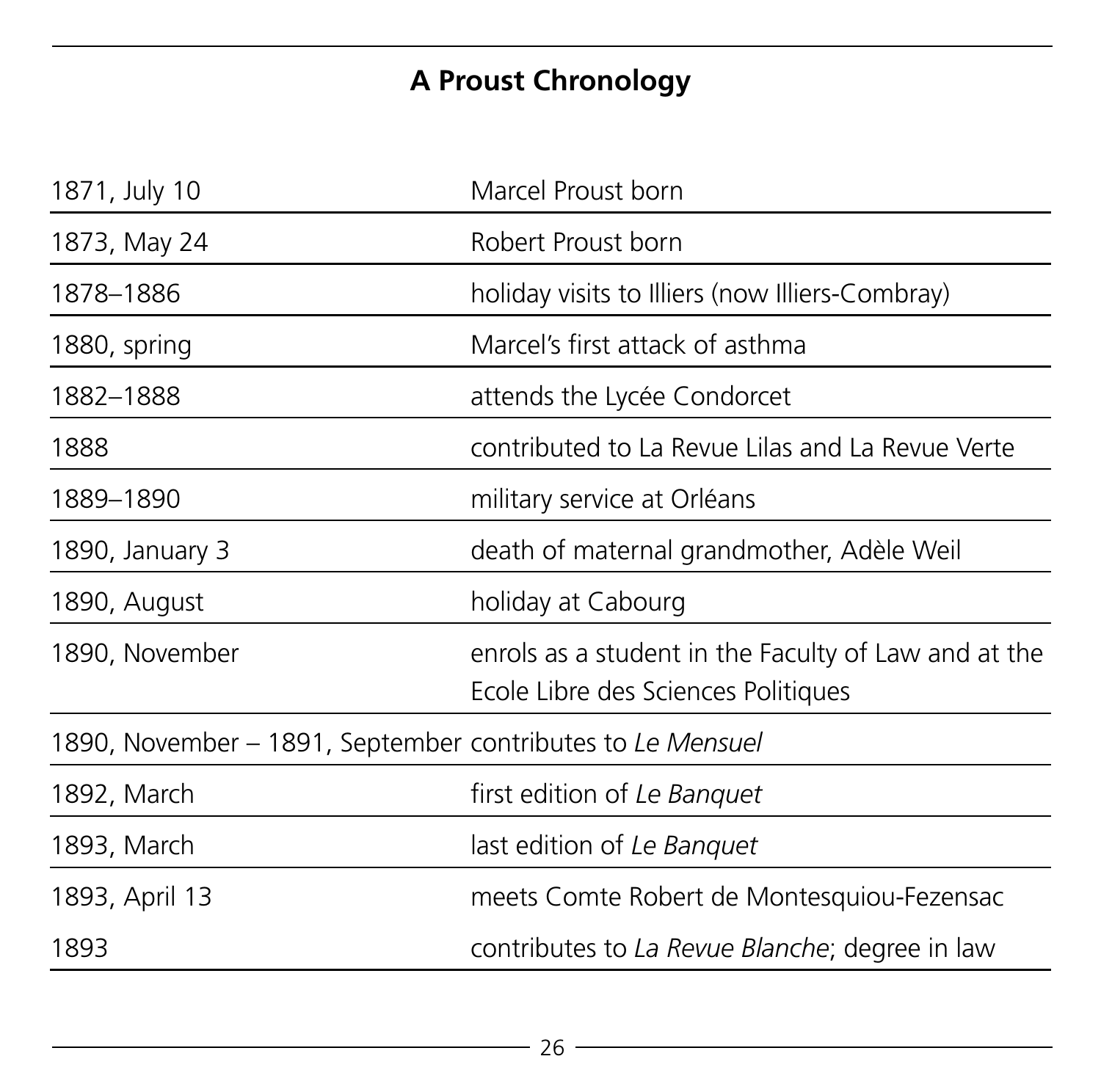## A Proust Chronology

| | |
|---|---|
| 1871, July 10 | Marcel Proust born |
| 1873, May 24 | Robert Proust born |
| 1878–1886 | holiday visits to Illiers (now Illiers-Combray) |
| 1880, spring | Marcel's first attack of asthma |
| 1882–1888 | attends the Lycée Condorcet |
| 1888 | contributed to La Revue Lilas and La Revue Verte |
| 1889–1890 | military service at Orléans |
| 1890, January 3 | death of maternal grandmother, Adèle Weil |
| 1890, August | holiday at Cabourg |
| 1890, November | enrols as a student in the Faculty of Law and at the Ecole Libre des Sciences Politiques |
| 1890, November – 1891, September | contributes to *Le Mensuel* |
| 1892, March | first edition of *Le Banquet* |
| 1893, March | last edition of *Le Banquet* |
| 1893, April 13 | meets Comte Robert de Montesquiou-Fezensac |
| 1893 | contributes to *La Revue Blanche*; degree in law |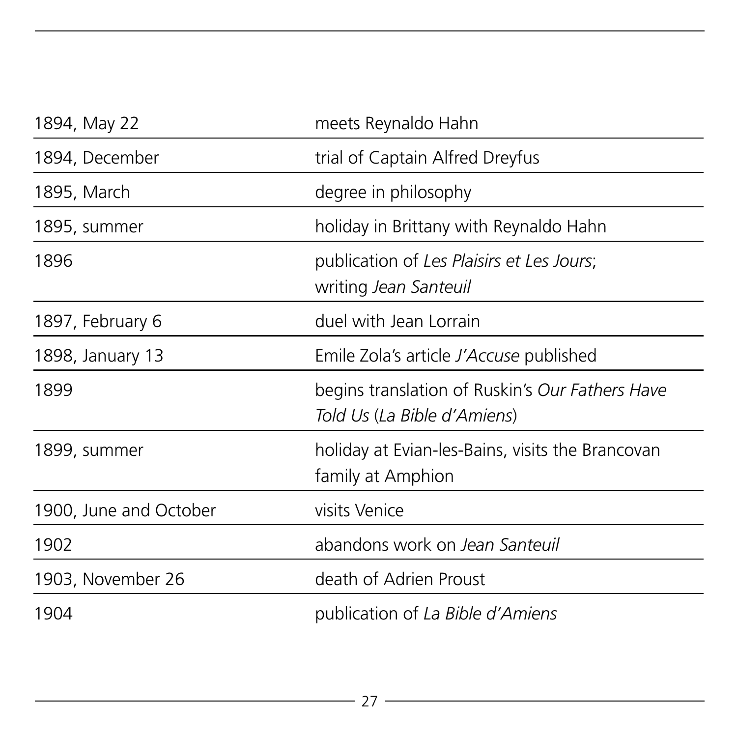| | |
|---|---|
| 1894, May 22 | meets Reynaldo Hahn |
| 1894, December | trial of Captain Alfred Dreyfus |
| 1895, March | degree in philosophy |
| 1895, summer | holiday in Brittany with Reynaldo Hahn |
| 1896 | publication of *Les Plaisirs et Les Jours*; writing *Jean Santeuil* |
| 1897, February 6 | duel with Jean Lorrain |
| 1898, January 13 | Emile Zola's article *J'Accuse* published |
| 1899 | begins translation of Ruskin's *Our Fathers Have Told Us* (*La Bible d'Amiens*) |
| 1899, summer | holiday at Evian-les-Bains, visits the Brancovan family at Amphion |
| 1900, June and October | visits Venice |
| 1902 | abandons work on *Jean Santeuil* |
| 1903, November 26 | death of Adrien Proust |
| 1904 | publication of *La Bible d'Amiens* |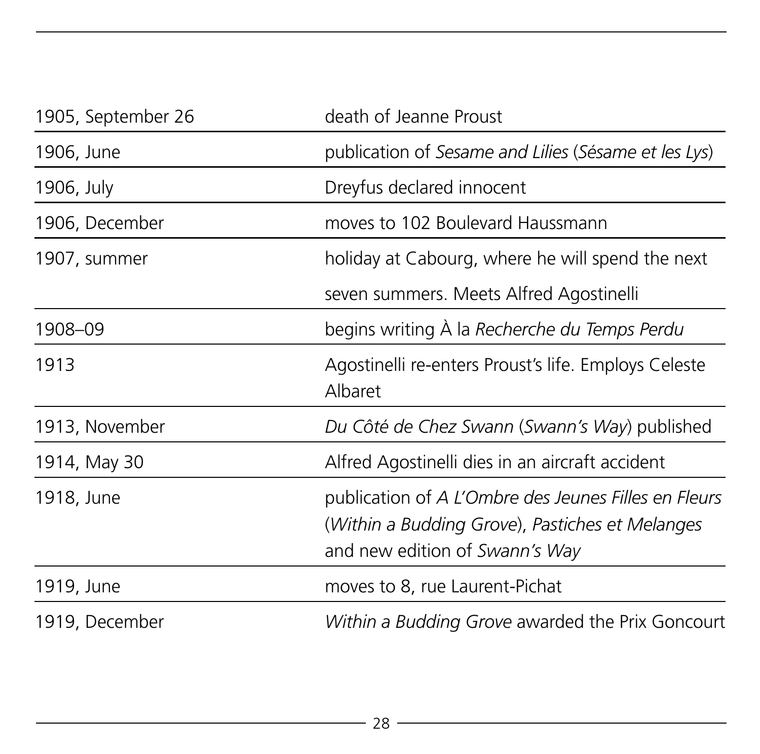| | |
|---|---|
| 1905, September 26 | death of Jeanne Proust |
| 1906, June | publication of *Sesame and Lilies* (*Sésame et les Lys*) |
| 1906, July | Dreyfus declared innocent |
| 1906, December | moves to 102 Boulevard Haussmann |
| 1907, summer | holiday at Cabourg, where he will spend the next seven summers. Meets Alfred Agostinelli |
| 1908–09 | begins writing À la *Recherche du Temps Perdu* |
| 1913 | Agostinelli re-enters Proust's life. Employs Celeste Albaret |
| 1913, November | *Du Côté de Chez Swann* (*Swann's Way*) published |
| 1914, May 30 | Alfred Agostinelli dies in an aircraft accident |
| 1918, June | publication of *A L'Ombre des Jeunes Filles en Fleurs* (*Within a Budding Grove*), *Pastiches et Melanges* and new edition of *Swann's Way* |
| 1919, June | moves to 8, rue Laurent-Pichat |
| 1919, December | *Within a Budding Grove* awarded the Prix Goncourt |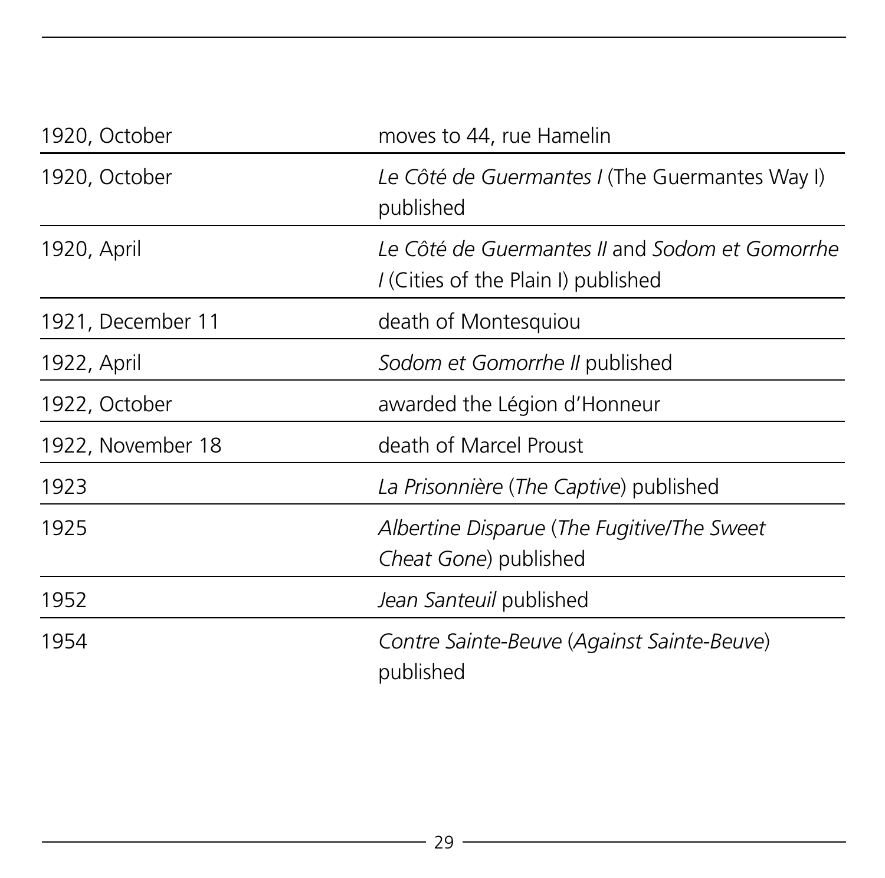| | |
|---|---|
| 1920, October | moves to 44, rue Hamelin |
| 1920, October | *Le Côté de Guermantes I* (The Guermantes Way I) published |
| 1920, April | *Le Côté de Guermantes II* and *Sodom et Gomorrhe I* (Cities of the Plain I) published |
| 1921, December 11 | death of Montesquiou |
| 1922, April | *Sodom et Gomorrhe II* published |
| 1922, October | awarded the Légion d'Honneur |
| 1922, November 18 | death of Marcel Proust |
| 1923 | *La Prisonnière* (*The Captive*) published |
| 1925 | *Albertine Disparue* (*The Fugitive/The Sweet Cheat Gone*) published |
| 1952 | *Jean Santeuil* published |
| 1954 | *Contre Sainte-Beuve* (*Against Sainte-Beuve*) published |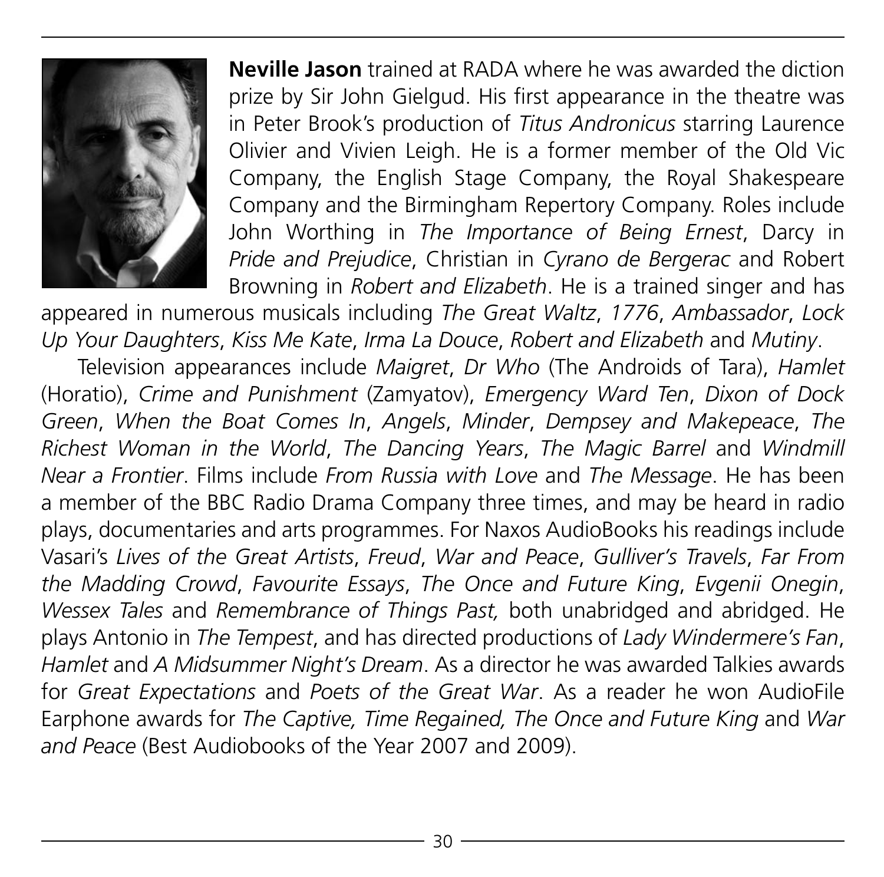**Neville Jason** trained at RADA where he was awarded the diction prize by Sir John Gielgud. His first appearance in the theatre was in Peter Brook's production of *Titus Andronicus* starring Laurence Olivier and Vivien Leigh. He is a former member of the Old Vic Company, the English Stage Company, the Royal Shakespeare Company and the Birmingham Repertory Company. Roles include John Worthing in *The Importance of Being Ernest*, Darcy in *Pride and Prejudice*, Christian in *Cyrano de Bergerac* and Robert Browning in *Robert and Elizabeth*. He is a trained singer and has appeared in numerous musicals including *The Great Waltz*, *1776*, *Ambassador*, *Lock Up Your Daughters*, *Kiss Me Kate*, *Irma La Douce*, *Robert and Elizabeth* and *Mutiny*.

Television appearances include *Maigret*, *Dr Who* (The Androids of Tara), *Hamlet* (Horatio), *Crime and Punishment* (Zamyatov), *Emergency Ward Ten*, *Dixon of Dock Green*, *When the Boat Comes In*, *Angels*, *Minder*, *Dempsey and Makepeace*, *The Richest Woman in the World*, *The Dancing Years*, *The Magic Barrel* and *Windmill Near a Frontier*. Films include *From Russia with Love* and *The Message*. He has been a member of the BBC Radio Drama Company three times, and may be heard in radio plays, documentaries and arts programmes. For Naxos AudioBooks his readings include Vasari's *Lives of the Great Artists*, *Freud*, *War and Peace*, *Gulliver's Travels*, *Far From the Madding Crowd*, *Favourite Essays*, *The Once and Future King*, *Evgenii Onegin*, *Wessex Tales* and *Remembrance of Things Past,* both unabridged and abridged. He plays Antonio in *The Tempest*, and has directed productions of *Lady Windermere's Fan*, *Hamlet* and *A Midsummer Night's Dream*. As a director he was awarded Talkies awards for *Great Expectations* and *Poets of the Great War*. As a reader he won AudioFile Earphone awards for *The Captive, Time Regained, The Once and Future King* and *War and Peace* (Best Audiobooks of the Year 2007 and 2009).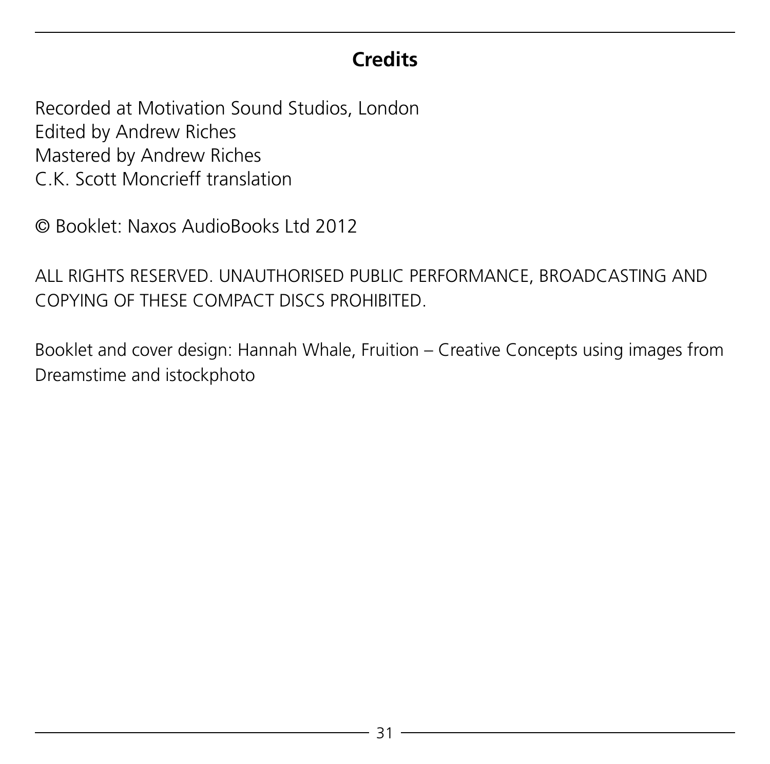## Credits

Recorded at Motivation Sound Studios, London
Edited by Andrew Riches
Mastered by Andrew Riches
C.K. Scott Moncrieff translation

© Booklet: Naxos AudioBooks Ltd 2012

ALL RIGHTS RESERVED. UNAUTHORISED PUBLIC PERFORMANCE, BROADCASTING AND COPYING OF THESE COMPACT DISCS PROHIBITED.

Booklet and cover design: Hannah Whale, Fruition – Creative Concepts using images from Dreamstime and istockphoto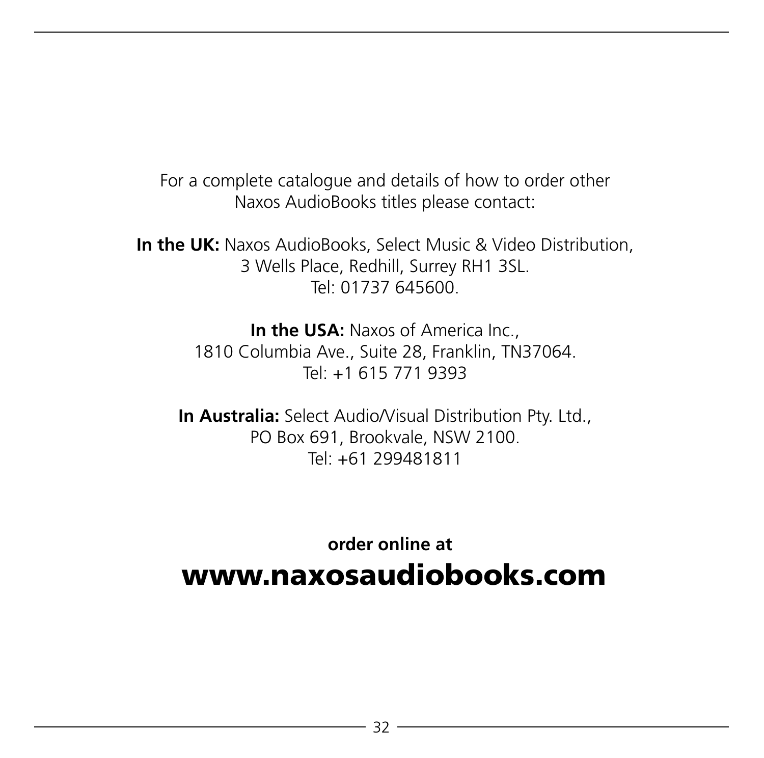For a complete catalogue and details of how to order other Naxos AudioBooks titles please contact:

**In the UK:** Naxos AudioBooks, Select Music & Video Distribution, 3 Wells Place, Redhill, Surrey RH1 3SL.
Tel: 01737 645600.

**In the USA:** Naxos of America Inc., 1810 Columbia Ave., Suite 28, Franklin, TN37064.
Tel: +1 615 771 9393

**In Australia:** Select Audio/Visual Distribution Pty. Ltd., PO Box 691, Brookvale, NSW 2100.
Tel: +61 299481811

**order online at**

# www.naxosaudiobooks.com